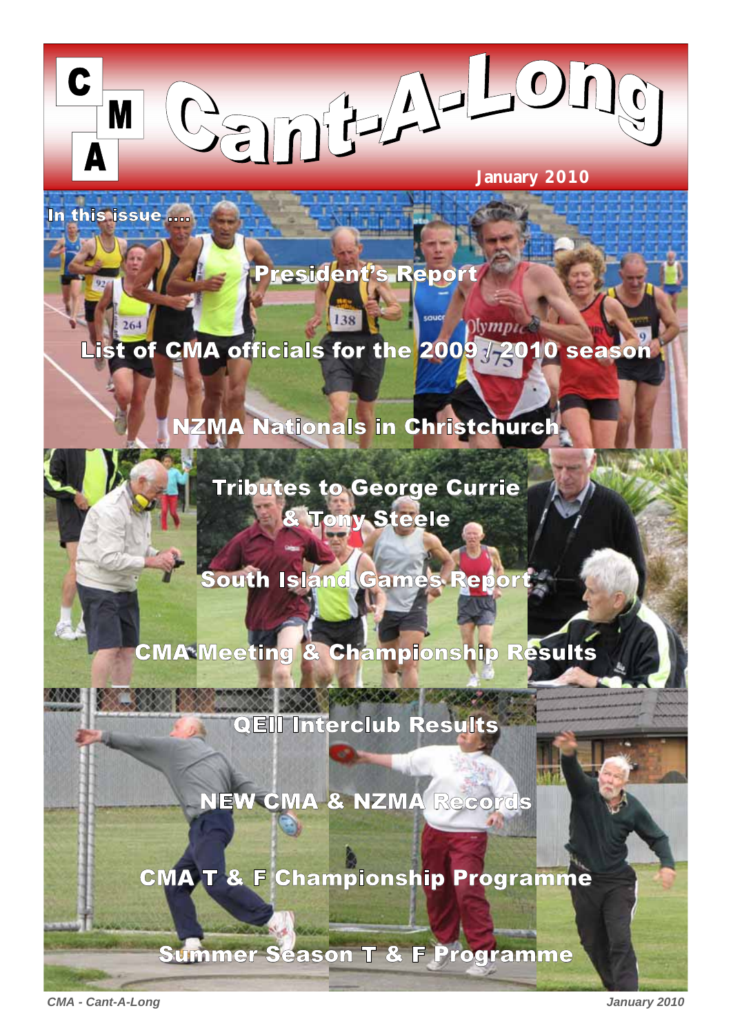# CMA Cant-A-Long

**January 2010**

**In this issue ....**

- President's Report
- List of CMA officials for the 2009 / 2010 season
- NZMA Nationals in Christchurch
- Tributes to George Currie & Tony Steele
- South Island Games Report
- CMA Meeting & Championship Results
- QEII Interclub Results
- NEW CMA & NZMA Records
- CMA T & F Championship Programme
- Summer Season T & F Programme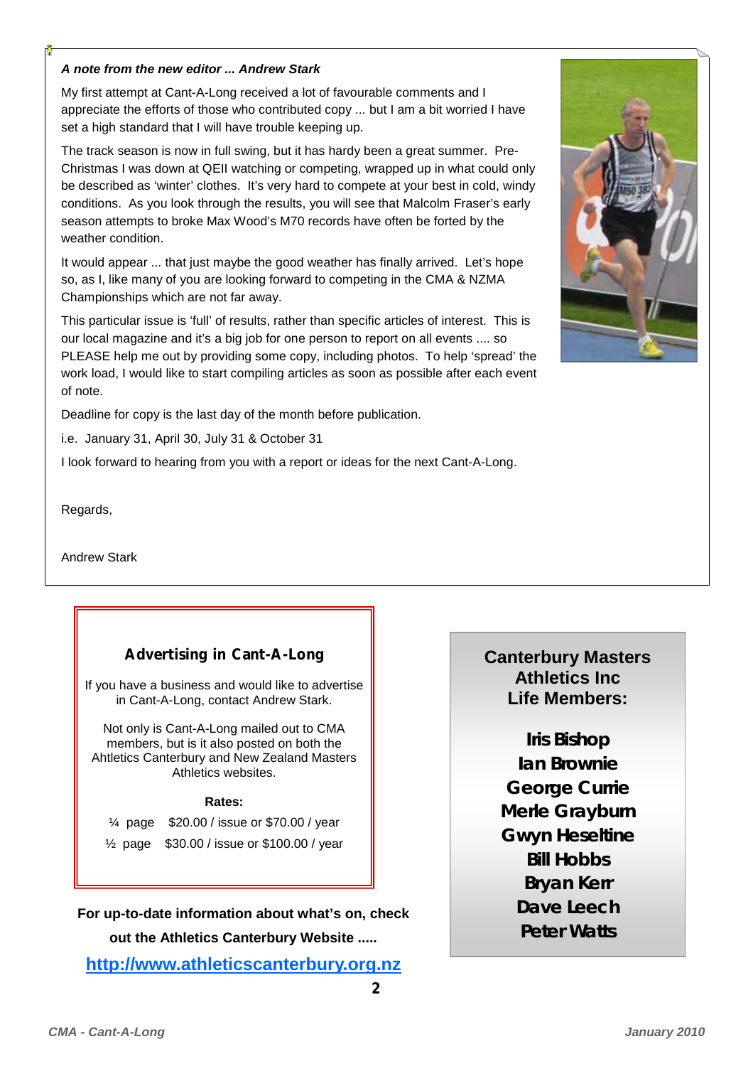***A note from the new editor ... Andrew Stark***

My first attempt at Cant-A-Long received a lot of favourable comments and I appreciate the efforts of those who contributed copy ... but I am a bit worried I have set a high standard that I will have trouble keeping up.

The track season is now in full swing, but it has hardy been a great summer. Pre-Christmas I was down at QEII watching or competing, wrapped up in what could only be described as 'winter' clothes. It's very hard to compete at your best in cold, windy conditions. As you look through the results, you will see that Malcolm Fraser's early season attempts to broke Max Wood's M70 records have often be forted by the weather condition.

It would appear ... that just maybe the good weather has finally arrived. Let's hope so, as I, like many of you are looking forward to competing in the CMA & NZMA Championships which are not far away.

This particular issue is 'full' of results, rather than specific articles of interest. This is our local magazine and it's a big job for one person to report on all events .... so PLEASE help me out by providing some copy, including photos. To help 'spread' the work load, I would like to start compiling articles as soon as possible after each event of note.

Deadline for copy is the last day of the month before publication.

i.e. January 31, April 30, July 31 & October 31

I look forward to hearing from you with a report or ideas for the next Cant-A-Long.

Regards,

Andrew Stark

## Advertising in Cant-A-Long

If you have a business and would like to advertise in Cant-A-Long, contact Andrew Stark.

Not only is Cant-A-Long mailed out to CMA members, but is it also posted on both the Ahltetics Canterbury and New Zealand Masters Athletics websites.

**Rates:**

¼ page $20.00 / issue or $70.00 / year

½ page $30.00 / issue or $100.00 / year

**For up-to-date information about what's on, check out the Athletics Canterbury Website .....**

**http://www.athleticscanterbury.org.nz**

## Canterbury Masters Athletics Inc Life Members:

**Iris Bishop**
**Ian Brownie**
**George Currie**
**Merle Grayburn**
**Gwyn Heseltine**
**Bill Hobbs**
**Bryan Kerr**
**Dave Leech**
**Peter Watts**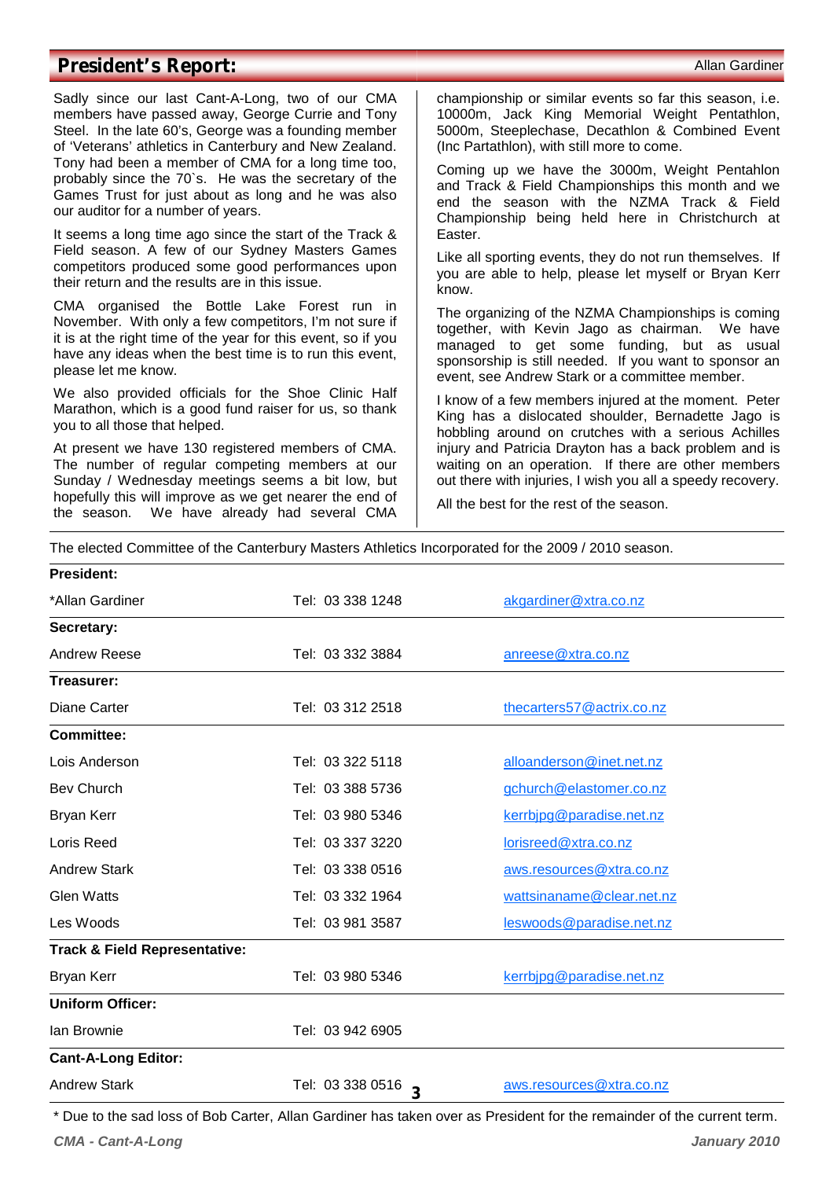## President's Report:

Allan Gardiner

Sadly since our last Cant-A-Long, two of our CMA members have passed away, George Currie and Tony Steel. In the late 60's, George was a founding member of 'Veterans' athletics in Canterbury and New Zealand. Tony had been a member of CMA for a long time too, probably since the 70`s. He was the secretary of the Games Trust for just about as long and he was also our auditor for a number of years.

It seems a long time ago since the start of the Track & Field season. A few of our Sydney Masters Games competitors produced some good performances upon their return and the results are in this issue.

CMA organised the Bottle Lake Forest run in November. With only a few competitors, I'm not sure if it is at the right time of the year for this event, so if you have any ideas when the best time is to run this event, please let me know.

We also provided officials for the Shoe Clinic Half Marathon, which is a good fund raiser for us, so thank you to all those that helped.

At present we have 130 registered members of CMA. The number of regular competing members at our Sunday / Wednesday meetings seems a bit low, but hopefully this will improve as we get nearer the end of the season. We have already had several CMA championship or similar events so far this season, i.e. 10000m, Jack King Memorial Weight Pentathlon, 5000m, Steeplechase, Decathlon & Combined Event (Inc Partathlon), with still more to come.

Coming up we have the 3000m, Weight Pentahlon and Track & Field Championships this month and we end the season with the NZMA Track & Field Championship being held here in Christchurch at Easter.

Like all sporting events, they do not run themselves. If you are able to help, please let myself or Bryan Kerr know.

The organizing of the NZMA Championships is coming together, with Kevin Jago as chairman. We have managed to get some funding, but as usual sponsorship is still needed. If you want to sponsor an event, see Andrew Stark or a committee member.

I know of a few members injured at the moment. Peter King has a dislocated shoulder, Bernadette Jago is hobbling around on crutches with a serious Achilles injury and Patricia Drayton has a back problem and is waiting on an operation. If there are other members out there with injuries, I wish you all a speedy recovery.

All the best for the rest of the season.

The elected Committee of the Canterbury Masters Athletics Incorporated for the 2009 / 2010 season.

| | | |
|---|---|---|
| **President:** | | |
| *Allan Gardiner | Tel: 03 338 1248 | akgardiner@xtra.co.nz |
| **Secretary:** | | |
| Andrew Reese | Tel: 03 332 3884 | anreese@xtra.co.nz |
| **Treasurer:** | | |
| Diane Carter | Tel: 03 312 2518 | thecarters57@actrix.co.nz |
| **Committee:** | | |
| Lois Anderson | Tel: 03 322 5118 | alloanderson@inet.net.nz |
| Bev Church | Tel: 03 388 5736 | gchurch@elastomer.co.nz |
| Bryan Kerr | Tel: 03 980 5346 | kerrbjpg@paradise.net.nz |
| Loris Reed | Tel: 03 337 3220 | lorisreed@xtra.co.nz |
| Andrew Stark | Tel: 03 338 0516 | aws.resources@xtra.co.nz |
| Glen Watts | Tel: 03 332 1964 | wattsinaname@clear.net.nz |
| Les Woods | Tel: 03 981 3587 | leswoods@paradise.net.nz |
| **Track & Field Representative:** | | |
| Bryan Kerr | Tel: 03 980 5346 | kerrbjpg@paradise.net.nz |
| **Uniform Officer:** | | |
| Ian Brownie | Tel: 03 942 6905 | |
| **Cant-A-Long Editor:** | | |
| Andrew Stark | Tel: 03 338 0516 | aws.resources@xtra.co.nz |

* Due to the sad loss of Bob Carter, Allan Gardiner has taken over as President for the remainder of the current term.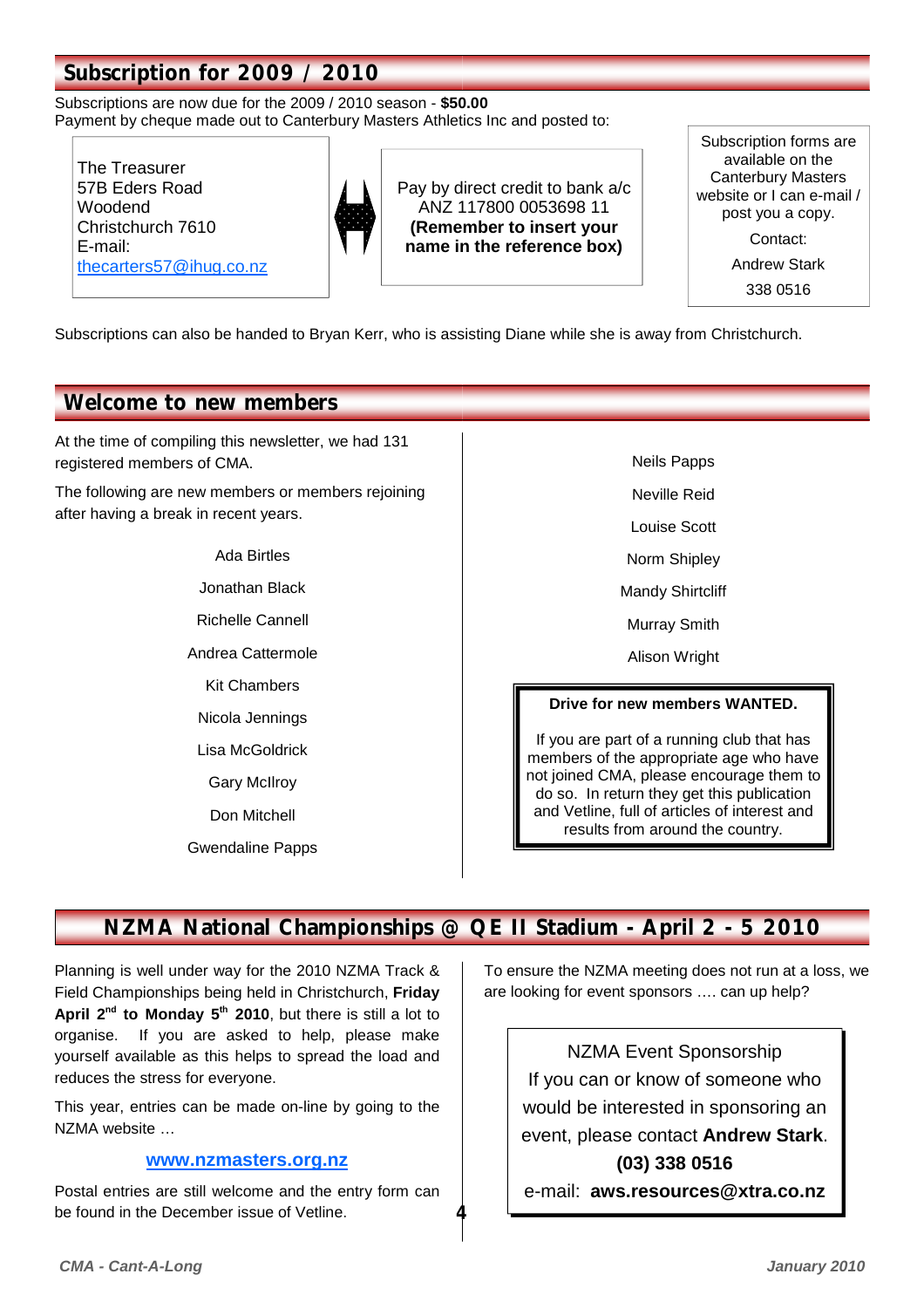## Subscription for 2009 / 2010

Subscriptions are now due for the 2009 / 2010 season - **$50.00**
Payment by cheque made out to Canterbury Masters Athletics Inc and posted to:

The Treasurer
57B Eders Road
Woodend
Christchurch 7610
E-mail:
thecarters57@ihug.co.nz

Pay by direct credit to bank a/c ANZ 117800 0053698 11 **(Remember to insert your name in the reference box)**

Subscription forms are available on the Canterbury Masters website or I can e-mail / post you a copy.

Contact:

Andrew Stark

338 0516

Subscriptions can also be handed to Bryan Kerr, who is assisting Diane while she is away from Christchurch.

## Welcome to new members

At the time of compiling this newsletter, we had 131 registered members of CMA.

The following are new members or members rejoining after having a break in recent years.

Ada Birtles
Jonathan Black
Richelle Cannell
Andrea Cattermole
Kit Chambers
Nicola Jennings
Lisa McGoldrick
Gary McIlroy
Don Mitchell
Gwendaline Papps
Neils Papps
Neville Reid
Louise Scott
Norm Shipley
Mandy Shirtcliff
Murray Smith
Alison Wright

**Drive for new members WANTED.**

If you are part of a running club that has members of the appropriate age who have not joined CMA, please encourage them to do so. In return they get this publication and Vetline, full of articles of interest and results from around the country.

## NZMA National Championships @ QE II Stadium - April 2 - 5 2010

Planning is well under way for the 2010 NZMA Track & Field Championships being held in Christchurch, **Friday April 2nd to Monday 5th 2010**, but there is still a lot to organise. If you are asked to help, please make yourself available as this helps to spread the load and reduces the stress for everyone.

This year, entries can be made on-line by going to the NZMA website …

**www.nzmasters.org.nz**

Postal entries are still welcome and the entry form can be found in the December issue of Vetline.

To ensure the NZMA meeting does not run at a loss, we are looking for event sponsors …. can up help?

NZMA Event Sponsorship
If you can or know of someone who would be interested in sponsoring an event, please contact **Andrew Stark**.
**(03) 338 0516**
e-mail: **aws.resources@xtra.co.nz**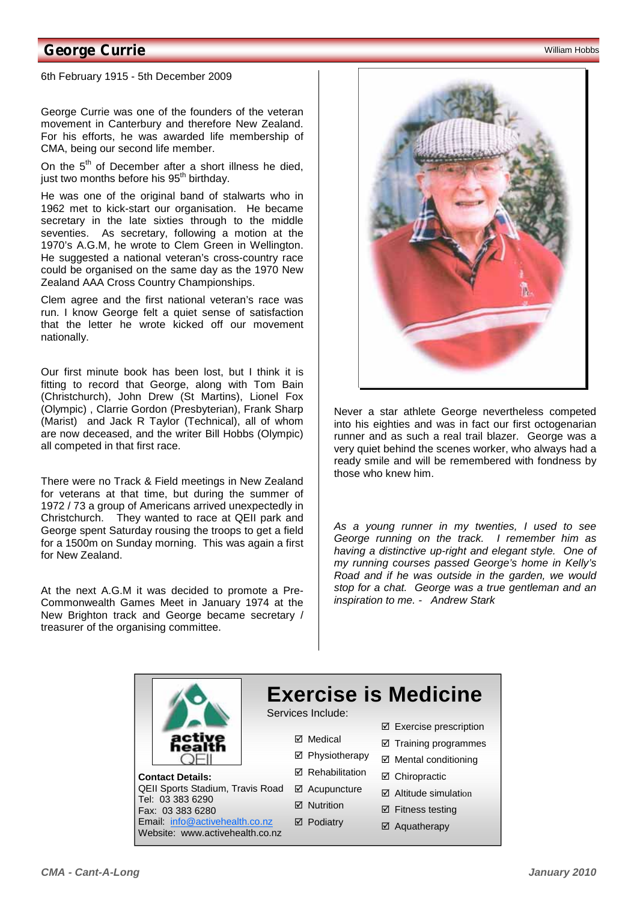## George Currie

William Hobbs

6th February 1915 - 5th December 2009

George Currie was one of the founders of the veteran movement in Canterbury and therefore New Zealand. For his efforts, he was awarded life membership of CMA, being our second life member.

On the 5th of December after a short illness he died, just two months before his 95th birthday.

He was one of the original band of stalwarts who in 1962 met to kick-start our organisation. He became secretary in the late sixties through to the middle seventies. As secretary, following a motion at the 1970's A.G.M, he wrote to Clem Green in Wellington. He suggested a national veteran's cross-country race could be organised on the same day as the 1970 New Zealand AAA Cross Country Championships.

Clem agree and the first national veteran's race was run. I know George felt a quiet sense of satisfaction that the letter he wrote kicked off our movement nationally.

Our first minute book has been lost, but I think it is fitting to record that George, along with Tom Bain (Christchurch), John Drew (St Martins), Lionel Fox (Olympic) , Clarrie Gordon (Presbyterian), Frank Sharp (Marist) and Jack R Taylor (Technical), all of whom are now deceased, and the writer Bill Hobbs (Olympic) all competed in that first race.

There were no Track & Field meetings in New Zealand for veterans at that time, but during the summer of 1972 / 73 a group of Americans arrived unexpectedly in Christchurch. They wanted to race at QEII park and George spent Saturday rousing the troops to get a field for a 1500m on Sunday morning. This was again a first for New Zealand.

At the next A.G.M it was decided to promote a Pre-Commonwealth Games Meet in January 1974 at the New Brighton track and George became secretary / treasurer of the organising committee.

Never a star athlete George nevertheless competed into his eighties and was in fact our first octogenarian runner and as such a real trail blazer. George was a very quiet behind the scenes worker, who always had a ready smile and will be remembered with fondness by those who knew him.

*As a young runner in my twenties, I used to see George running on the track. I remember him as having a distinctive up-right and elegant style. One of my running courses passed George's home in Kelly's Road and if he was outside in the garden, we would stop for a chat. George was a true gentleman and an inspiration to me. - Andrew Stark*

---

active health QEII

# Exercise is Medicine

Services Include:

- ☑ Medical
- ☑ Physiotherapy
- ☑ Rehabilitation
- ☑ Acupuncture
- ☑ Nutrition
- ☑ Podiatry
- ☑ Exercise prescription
- ☑ Training programmes
- ☑ Mental conditioning
- ☑ Chiropractic
- ☑ Altitude simulation
- ☑ Fitness testing
- ☑ Aquatherapy

**Contact Details:**
QEII Sports Stadium, Travis Road
Tel: 03 383 6290
Fax: 03 383 6280
Email: info@activehealth.co.nz
Website: www.activehealth.co.nz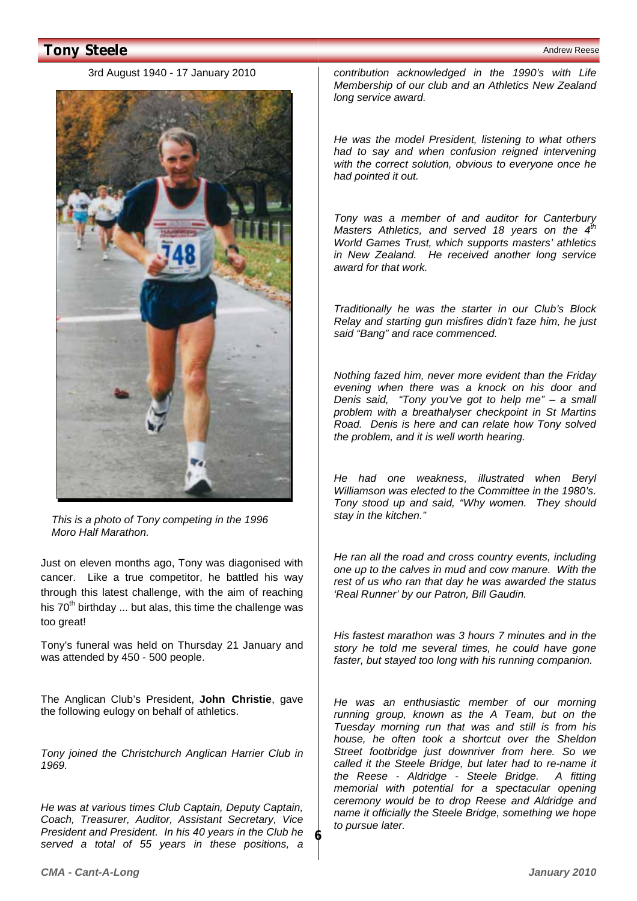# Tony Steele

Andrew Reese

3rd August 1940 - 17 January 2010

*This is a photo of Tony competing in the 1996 Moro Half Marathon.*

Just on eleven months ago, Tony was diagonised with cancer. Like a true competitor, he battled his way through this latest challenge, with the aim of reaching his 70th birthday ... but alas, this time the challenge was too great!

Tony's funeral was held on Thursday 21 January and was attended by 450 - 500 people.

The Anglican Club's President, **John Christie**, gave the following eulogy on behalf of athletics.

*Tony joined the Christchurch Anglican Harrier Club in 1969.*

*He was at various times Club Captain, Deputy Captain, Coach, Treasurer, Auditor, Assistant Secretary, Vice President and President. In his 40 years in the Club he served a total of 55 years in these positions, a contribution acknowledged in the 1990's with Life Membership of our club and an Athletics New Zealand long service award.*

*He was the model President, listening to what others had to say and when confusion reigned intervening with the correct solution, obvious to everyone once he had pointed it out.*

*Tony was a member of and auditor for Canterbury Masters Athletics, and served 18 years on the 4th World Games Trust, which supports masters' athletics in New Zealand. He received another long service award for that work.*

*Traditionally he was the starter in our Club's Block Relay and starting gun misfires didn't faze him, he just said "Bang" and race commenced.*

*Nothing fazed him, never more evident than the Friday evening when there was a knock on his door and Denis said, "Tony you've got to help me" – a small problem with a breathalyser checkpoint in St Martins Road. Denis is here and can relate how Tony solved the problem, and it is well worth hearing.*

*He had one weakness, illustrated when Beryl Williamson was elected to the Committee in the 1980's. Tony stood up and said, "Why women. They should stay in the kitchen."*

*He ran all the road and cross country events, including one up to the calves in mud and cow manure. With the rest of us who ran that day he was awarded the status 'Real Runner' by our Patron, Bill Gaudin.*

*His fastest marathon was 3 hours 7 minutes and in the story he told me several times, he could have gone faster, but stayed too long with his running companion.*

*He was an enthusiastic member of our morning running group, known as the A Team, but on the Tuesday morning run that was and still is from his house, he often took a shortcut over the Sheldon Street footbridge just downriver from here. So we called it the Steele Bridge, but later had to re-name it the Reese - Aldridge - Steele Bridge. A fitting memorial with potential for a spectacular opening ceremony would be to drop Reese and Aldridge and name it officially the Steele Bridge, something we hope to pursue later.*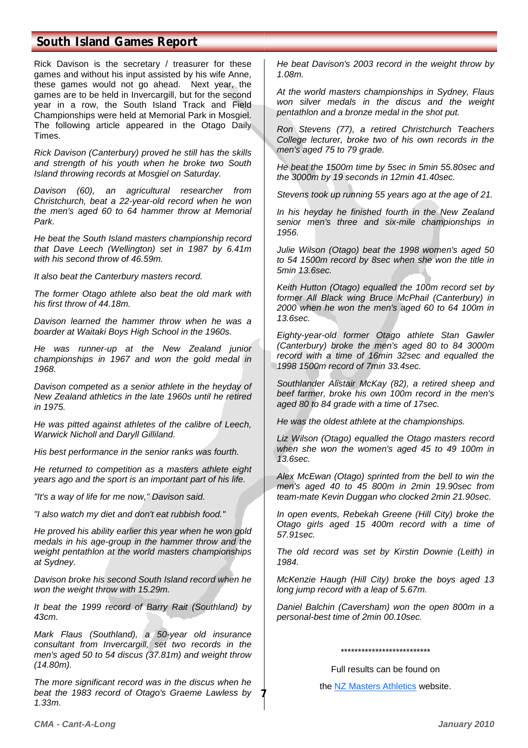## South Island Games Report

Rick Davison is the secretary / treasurer for these games and without his input assisted by his wife Anne, these games would not go ahead. Next year, the games are to be held in Invercargill, but for the second year in a row, the South Island Track and Field Championships were held at Memorial Park in Mosgiel. The following article appeared in the Otago Daily Times.

*Rick Davison (Canterbury) proved he still has the skills and strength of his youth when he broke two South Island throwing records at Mosgiel on Saturday.*

*Davison (60), an agricultural researcher from Christchurch, beat a 22-year-old record when he won the men's aged 60 to 64 hammer throw at Memorial Park.*

*He beat the South Island masters championship record that Dave Leech (Wellington) set in 1987 by 6.41m with his second throw of 46.59m.*

*It also beat the Canterbury masters record.*

*The former Otago athlete also beat the old mark with his first throw of 44.18m.*

*Davison learned the hammer throw when he was a boarder at Waitaki Boys High School in the 1960s.*

*He was runner-up at the New Zealand junior championships in 1967 and won the gold medal in 1968.*

*Davison competed as a senior athlete in the heyday of New Zealand athletics in the late 1960s until he retired in 1975.*

*He was pitted against athletes of the calibre of Leech, Warwick Nicholl and Daryll Gilliland.*

*His best performance in the senior ranks was fourth.*

*He returned to competition as a masters athlete eight years ago and the sport is an important part of his life.*

*"It's a way of life for me now," Davison said.*

*"I also watch my diet and don't eat rubbish food."*

*He proved his ability earlier this year when he won gold medals in his age-group in the hammer throw and the weight pentathlon at the world masters championships at Sydney.*

*Davison broke his second South Island record when he won the weight throw with 15.29m.*

*It beat the 1999 record of Barry Rait (Southland) by 43cm.*

*Mark Flaus (Southland), a 50-year old insurance consultant from Invercargill, set two records in the men's aged 50 to 54 discus (37.81m) and weight throw (14.80m).*

*The more significant record was in the discus when he beat the 1983 record of Otago's Graeme Lawless by 1.33m.*

*He beat Davison's 2003 record in the weight throw by 1.08m.*

*At the world masters championships in Sydney, Flaus won silver medals in the discus and the weight pentathlon and a bronze medal in the shot put.*

*Ron Stevens (77), a retired Christchurch Teachers College lecturer, broke two of his own records in the men's aged 75 to 79 grade.*

*He beat the 1500m time by 5sec in 5min 55.80sec and the 3000m by 19 seconds in 12min 41.40sec.*

*Stevens took up running 55 years ago at the age of 21.*

*In his heyday he finished fourth in the New Zealand senior men's three and six-mile championships in 1956.*

*Julie Wilson (Otago) beat the 1998 women's aged 50 to 54 1500m record by 8sec when she won the title in 5min 13.6sec.*

*Keith Hutton (Otago) equalled the 100m record set by former All Black wing Bruce McPhail (Canterbury) in 2000 when he won the men's aged 60 to 64 100m in 13.6sec.*

*Eighty-year-old former Otago athlete Stan Gawler (Canterbury) broke the men's aged 80 to 84 3000m record with a time of 16min 32sec and equalled the 1998 1500m record of 7min 33.4sec.*

*Southlander Alistair McKay (82), a retired sheep and beef farmer, broke his own 100m record in the men's aged 80 to 84 grade with a time of 17sec.*

*He was the oldest athlete at the championships.*

*Liz Wilson (Otago) equalled the Otago masters record when she won the women's aged 45 to 49 100m in 13.6sec.*

*Alex McEwan (Otago) sprinted from the bell to win the men's aged 40 to 45 800m in 2min 19.90sec from team-mate Kevin Duggan who clocked 2min 21.90sec.*

*In open events, Rebekah Greene (Hill City) broke the Otago girls aged 15 400m record with a time of 57.91sec.*

*The old record was set by Kirstin Downie (Leith) in 1984.*

*McKenzie Haugh (Hill City) broke the boys aged 13 long jump record with a leap of 5.67m.*

*Daniel Balchin (Caversham) won the open 800m in a personal-best time of 2min 00.10sec.*

***************************

Full results can be found on

the NZ Masters Athletics website.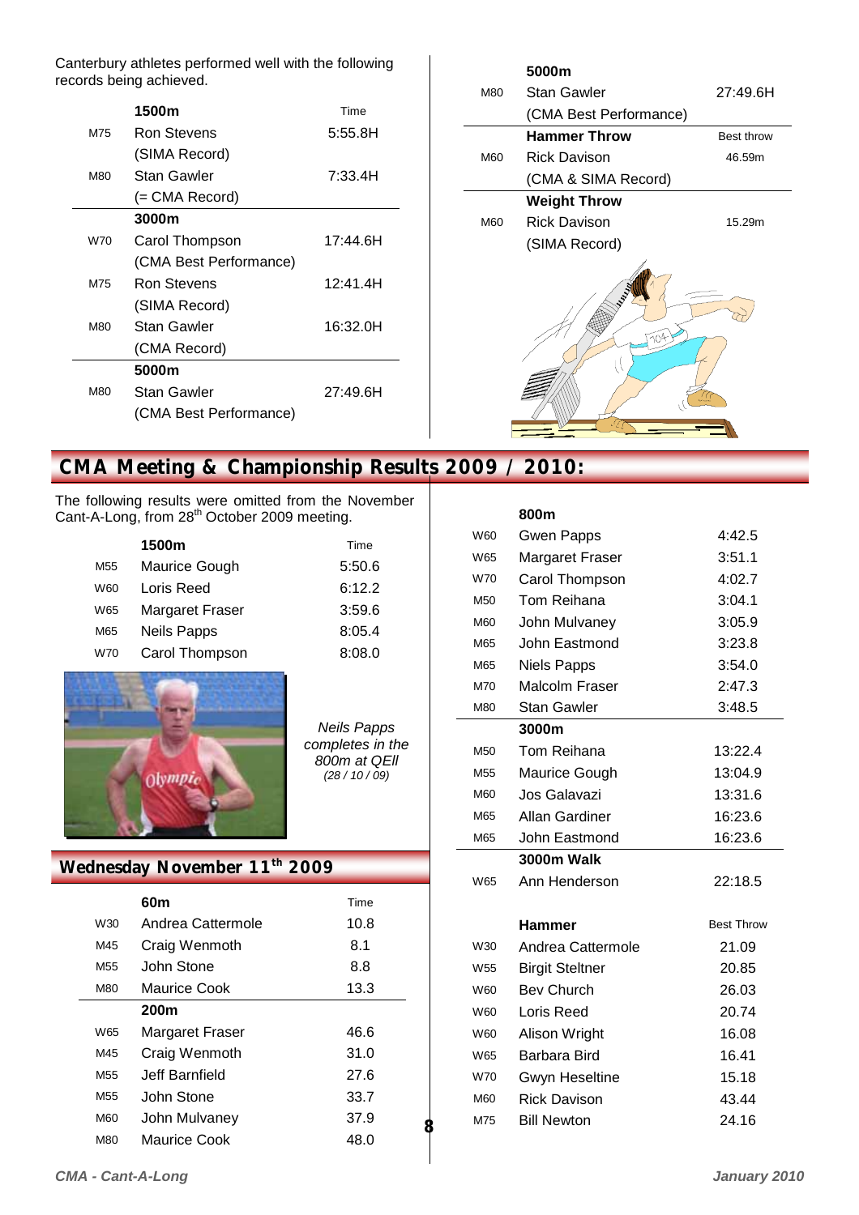Canterbury athletes performed well with the following records being achieved.

| | 1500m | Time |
|---|---|---|
| M75 | Ron Stevens (SIMA Record) | 5:55.8H |
| M80 | Stan Gawler (= CMA Record) | 7:33.4H |
| | **3000m** | |
| W70 | Carol Thompson (CMA Best Performance) | 17:44.6H |
| M75 | Ron Stevens (SIMA Record) | 12:41.4H |
| M80 | Stan Gawler (CMA Record) | 16:32.0H |
| | **5000m** | |
| M80 | Stan Gawler (CMA Best Performance) | 27:49.6H |

| | 5000m | |
|---|---|---|
| M80 | Stan Gawler (CMA Best Performance) | 27:49.6H |
| | **Hammer Throw** | Best throw |
| M60 | Rick Davison (CMA & SIMA Record) | 46.59m |
| | **Weight Throw** | |
| M60 | Rick Davison (SIMA Record) | 15.29m |

## CMA Meeting & Championship Results 2009 / 2010:

The following results were omitted from the November Cant-A-Long, from 28th October 2009 meeting.

| | 1500m | Time |
|---|---|---|
| M55 | Maurice Gough | 5:50.6 |
| W60 | Loris Reed | 6:12.2 |
| W65 | Margaret Fraser | 3:59.6 |
| M65 | Neils Papps | 8:05.4 |
| W70 | Carol Thompson | 8:08.0 |

*Neils Papps completes in the 800m at QEII (28 / 10 / 09)*

| | 800m | |
|---|---|---|
| W60 | Gwen Papps | 4:42.5 |
| W65 | Margaret Fraser | 3:51.1 |
| W70 | Carol Thompson | 4:02.7 |
| M50 | Tom Reihana | 3:04.1 |
| M60 | John Mulvaney | 3:05.9 |
| M65 | John Eastmond | 3:23.8 |
| M65 | Niels Papps | 3:54.0 |
| M70 | Malcolm Fraser | 2:47.3 |
| M80 | Stan Gawler | 3:48.5 |
| | **3000m** | |
| M50 | Tom Reihana | 13:22.4 |
| M55 | Maurice Gough | 13:04.9 |
| M60 | Jos Galavazi | 13:31.6 |
| M65 | Allan Gardiner | 16:23.6 |
| M65 | John Eastmond | 16:23.6 |
| | **3000m Walk** | |
| W65 | Ann Henderson | 22:18.5 |

| | Hammer | Best Throw |
|---|---|---|
| W30 | Andrea Cattermole | 21.09 |
| W55 | Birgit Steltner | 20.85 |
| W60 | Bev Church | 26.03 |
| W60 | Loris Reed | 20.74 |
| W60 | Alison Wright | 16.08 |
| W65 | Barbara Bird | 16.41 |
| W70 | Gwyn Heseltine | 15.18 |
| M60 | Rick Davison | 43.44 |
| M75 | Bill Newton | 24.16 |

### Wednesday November 11th 2009

| | 60m | Time |
|---|---|---|
| W30 | Andrea Cattermole | 10.8 |
| M45 | Craig Wenmoth | 8.1 |
| M55 | John Stone | 8.8 |
| M80 | Maurice Cook | 13.3 |
| | **200m** | |
| W65 | Margaret Fraser | 46.6 |
| M45 | Craig Wenmoth | 31.0 |
| M55 | Jeff Barnfield | 27.6 |
| M55 | John Stone | 33.7 |
| M60 | John Mulvaney | 37.9 |
| M80 | Maurice Cook | 48.0 |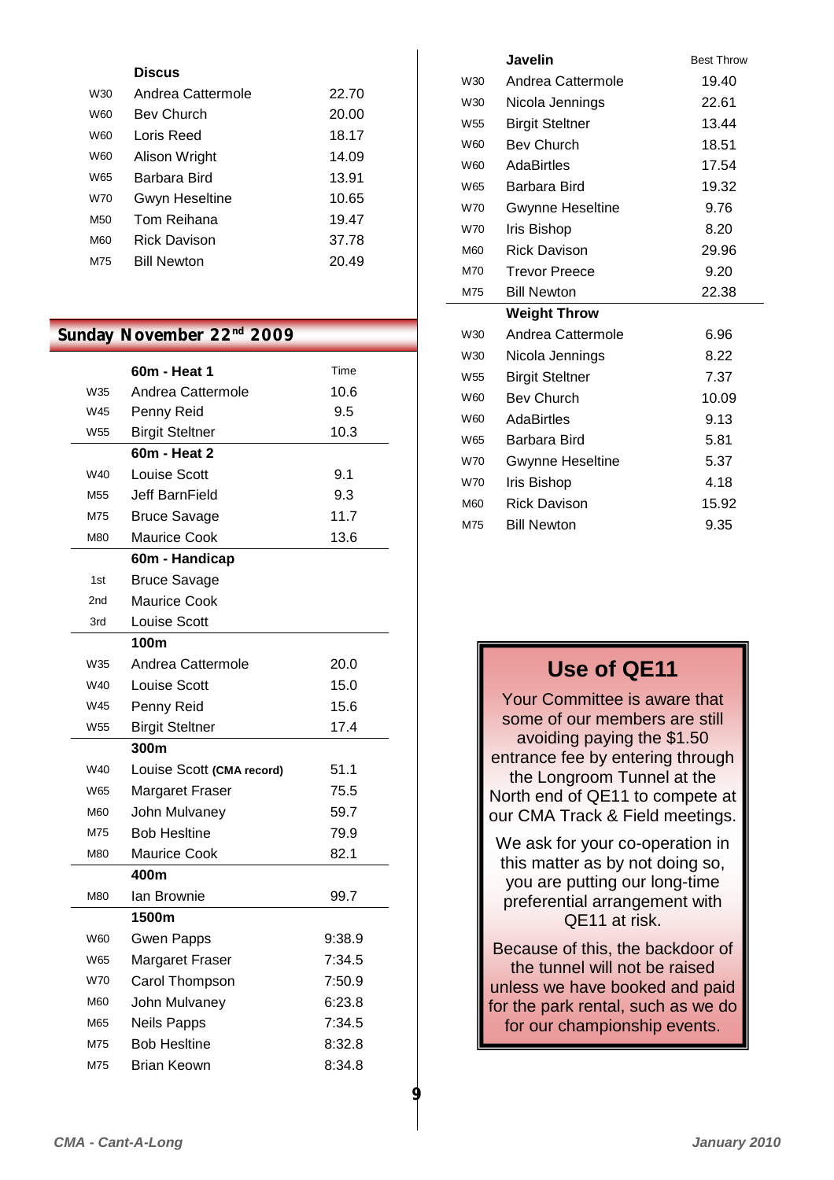| | Discus | |
|---|---|---|
| W30 | Andrea Cattermole | 22.70 |
| W60 | Bev Church | 20.00 |
| W60 | Loris Reed | 18.17 |
| W60 | Alison Wright | 14.09 |
| W65 | Barbara Bird | 13.91 |
| W70 | Gwyn Heseltine | 10.65 |
| M50 | Tom Reihana | 19.47 |
| M60 | Rick Davison | 37.78 |
| M75 | Bill Newton | 20.49 |

## Sunday November 22nd 2009

| | 60m - Heat 1 | Time |
|---|---|---|
| W35 | Andrea Cattermole | 10.6 |
| W45 | Penny Reid | 9.5 |
| W55 | Birgit Steltner | 10.3 |
| | **60m - Heat 2** | |
| W40 | Louise Scott | 9.1 |
| M55 | Jeff BarnField | 9.3 |
| M75 | Bruce Savage | 11.7 |
| M80 | Maurice Cook | 13.6 |
| | **60m - Handicap** | |
| 1st | Bruce Savage | |
| 2nd | Maurice Cook | |
| 3rd | Louise Scott | |
| | **100m** | |
| W35 | Andrea Cattermole | 20.0 |
| W40 | Louise Scott | 15.0 |
| W45 | Penny Reid | 15.6 |
| W55 | Birgit Steltner | 17.4 |
| | **300m** | |
| W40 | Louise Scott **(CMA record)** | 51.1 |
| W65 | Margaret Fraser | 75.5 |
| M60 | John Mulvaney | 59.7 |
| M75 | Bob Hesltine | 79.9 |
| M80 | Maurice Cook | 82.1 |
| | **400m** | |
| M80 | Ian Brownie | 99.7 |
| | **1500m** | |
| W60 | Gwen Papps | 9:38.9 |
| W65 | Margaret Fraser | 7:34.5 |
| W70 | Carol Thompson | 7:50.9 |
| M60 | John Mulvaney | 6:23.8 |
| M65 | Neils Papps | 7:34.5 |
| M75 | Bob Hesltine | 8:32.8 |
| M75 | Brian Keown | 8:34.8 |

| | Javelin | Best Throw |
|---|---|---|
| W30 | Andrea Cattermole | 19.40 |
| W30 | Nicola Jennings | 22.61 |
| W55 | Birgit Steltner | 13.44 |
| W60 | Bev Church | 18.51 |
| W60 | AdaBirtles | 17.54 |
| W65 | Barbara Bird | 19.32 |
| W70 | Gwynne Heseltine | 9.76 |
| W70 | Iris Bishop | 8.20 |
| M60 | Rick Davison | 29.96 |
| M70 | Trevor Preece | 9.20 |
| M75 | Bill Newton | 22.38 |
| | **Weight Throw** | |
| W30 | Andrea Cattermole | 6.96 |
| W30 | Nicola Jennings | 8.22 |
| W55 | Birgit Steltner | 7.37 |
| W60 | Bev Church | 10.09 |
| W60 | AdaBirtles | 9.13 |
| W65 | Barbara Bird | 5.81 |
| W70 | Gwynne Heseltine | 5.37 |
| W70 | Iris Bishop | 4.18 |
| M60 | Rick Davison | 15.92 |
| M75 | Bill Newton | 9.35 |

## Use of QE11

Your Committee is aware that some of our members are still avoiding paying the $1.50 entrance fee by entering through the Longroom Tunnel at the North end of QE11 to compete at our CMA Track & Field meetings.

We ask for your co-operation in this matter as by not doing so, you are putting our long-time preferential arrangement with QE11 at risk.

Because of this, the backdoor of the tunnel will not be raised unless we have booked and paid for the park rental, such as we do for our championship events.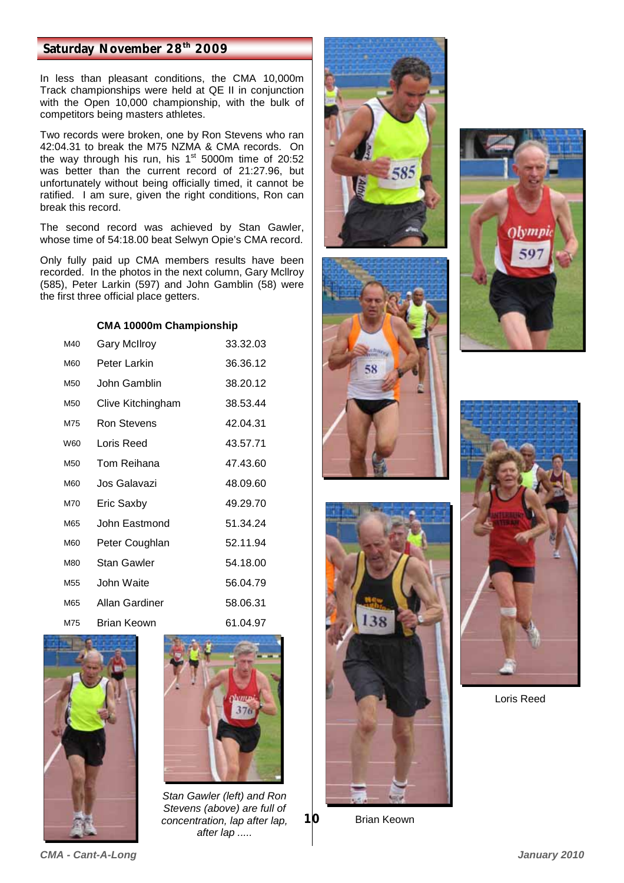## Saturday November 28th 2009

In less than pleasant conditions, the CMA 10,000m Track championships were held at QE II in conjunction with the Open 10,000 championship, with the bulk of competitors being masters athletes.

Two records were broken, one by Ron Stevens who ran 42:04.31 to break the M75 NZMA & CMA records. On the way through his run, his 1st 5000m time of 20:52 was better than the current record of 21:27.96, but unfortunately without being officially timed, it cannot be ratified. I am sure, given the right conditions, Ron can break this record.

The second record was achieved by Stan Gawler, whose time of 54:18.00 beat Selwyn Opie's CMA record.

Only fully paid up CMA members results have been recorded. In the photos in the next column, Gary McIlroy (585), Peter Larkin (597) and John Gamblin (58) were the first three official place getters.

**CMA 10000m Championship**

| | | |
|---|---|---|
| M40 | Gary McIlroy | 33.32.03 |
| M60 | Peter Larkin | 36.36.12 |
| M50 | John Gamblin | 38.20.12 |
| M50 | Clive Kitchingham | 38.53.44 |
| M75 | Ron Stevens | 42.04.31 |
| W60 | Loris Reed | 43.57.71 |
| M50 | Tom Reihana | 47.43.60 |
| M60 | Jos Galavazi | 48.09.60 |
| M70 | Eric Saxby | 49.29.70 |
| M65 | John Eastmond | 51.34.24 |
| M60 | Peter Coughlan | 52.11.94 |
| M80 | Stan Gawler | 54.18.00 |
| M55 | John Waite | 56.04.79 |
| M65 | Allan Gardiner | 58.06.31 |
| M75 | Brian Keown | 61.04.97 |

*Stan Gawler (left) and Ron Stevens (above) are full of concentration, lap after lap, after lap .....*

Brian Keown

Loris Reed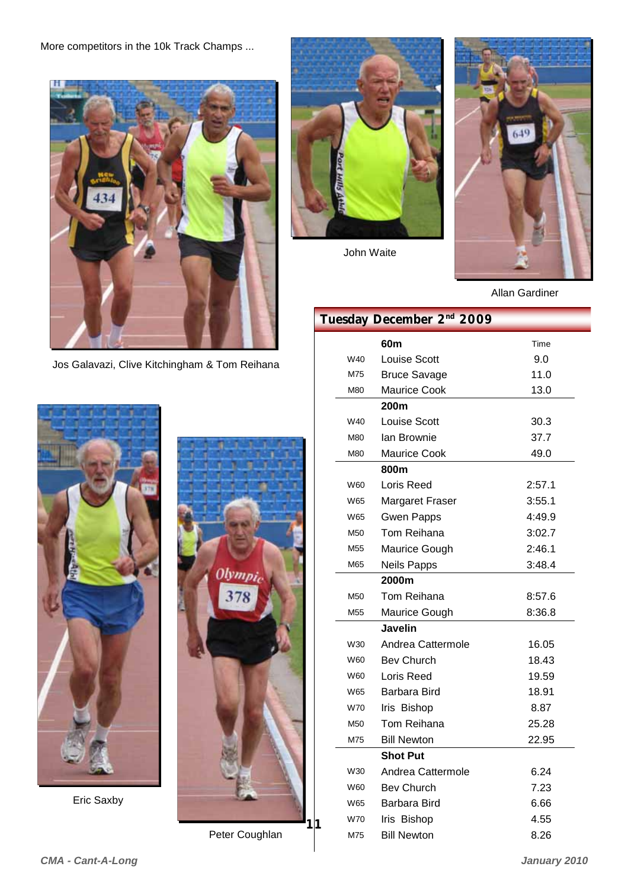More competitors in the 10k Track Champs ...

Jos Galavazi, Clive Kitchingham & Tom Reihana

John Waite

Allan Gardiner

Eric Saxby

Peter Coughlan

## Tuesday December 2nd 2009

| | 60m | Time |
|---|---|---|
| W40 | Louise Scott | 9.0 |
| M75 | Bruce Savage | 11.0 |
| M80 | Maurice Cook | 13.0 |
| | **200m** | |
| W40 | Louise Scott | 30.3 |
| M80 | Ian Brownie | 37.7 |
| M80 | Maurice Cook | 49.0 |
| | **800m** | |
| W60 | Loris Reed | 2:57.1 |
| W65 | Margaret Fraser | 3:55.1 |
| W65 | Gwen Papps | 4:49.9 |
| M50 | Tom Reihana | 3:02.7 |
| M55 | Maurice Gough | 2:46.1 |
| M65 | Neils Papps | 3:48.4 |
| | **2000m** | |
| M50 | Tom Reihana | 8:57.6 |
| M55 | Maurice Gough | 8:36.8 |
| | **Javelin** | |
| W30 | Andrea Cattermole | 16.05 |
| W60 | Bev Church | 18.43 |
| W60 | Loris Reed | 19.59 |
| W65 | Barbara Bird | 18.91 |
| W70 | Iris Bishop | 8.87 |
| M50 | Tom Reihana | 25.28 |
| M75 | Bill Newton | 22.95 |
| | **Shot Put** | |
| W30 | Andrea Cattermole | 6.24 |
| W60 | Bev Church | 7.23 |
| W65 | Barbara Bird | 6.66 |
| W70 | Iris Bishop | 4.55 |
| M75 | Bill Newton | 8.26 |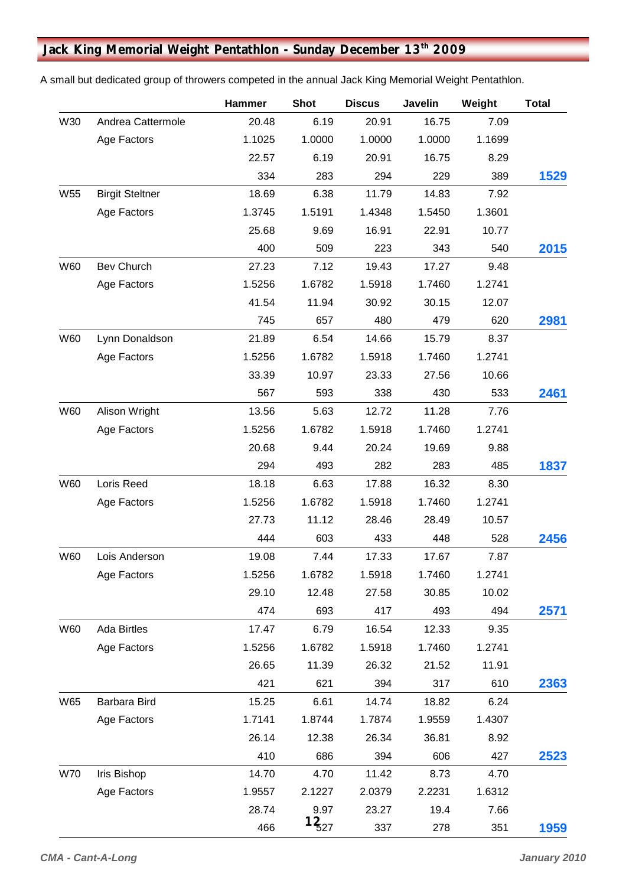## Jack King Memorial Weight Pentathlon - Sunday December 13th 2009

A small but dedicated group of throwers competed in the annual Jack King Memorial Weight Pentathlon.

| | | Hammer | Shot | Discus | Javelin | Weight | Total |
|---|---|---|---|---|---|---|---|
| W30 | Andrea Cattermole | 20.48 | 6.19 | 20.91 | 16.75 | 7.09 | |
| | Age Factors | 1.1025 | 1.0000 | 1.0000 | 1.0000 | 1.1699 | |
| | | 22.57 | 6.19 | 20.91 | 16.75 | 8.29 | |
| | | 334 | 283 | 294 | 229 | 389 | **1529** |
| W55 | Birgit Steltner | 18.69 | 6.38 | 11.79 | 14.83 | 7.92 | |
| | Age Factors | 1.3745 | 1.5191 | 1.4348 | 1.5450 | 1.3601 | |
| | | 25.68 | 9.69 | 16.91 | 22.91 | 10.77 | |
| | | 400 | 509 | 223 | 343 | 540 | **2015** |
| W60 | Bev Church | 27.23 | 7.12 | 19.43 | 17.27 | 9.48 | |
| | Age Factors | 1.5256 | 1.6782 | 1.5918 | 1.7460 | 1.2741 | |
| | | 41.54 | 11.94 | 30.92 | 30.15 | 12.07 | |
| | | 745 | 657 | 480 | 479 | 620 | **2981** |
| W60 | Lynn Donaldson | 21.89 | 6.54 | 14.66 | 15.79 | 8.37 | |
| | Age Factors | 1.5256 | 1.6782 | 1.5918 | 1.7460 | 1.2741 | |
| | | 33.39 | 10.97 | 23.33 | 27.56 | 10.66 | |
| | | 567 | 593 | 338 | 430 | 533 | **2461** |
| W60 | Alison Wright | 13.56 | 5.63 | 12.72 | 11.28 | 7.76 | |
| | Age Factors | 1.5256 | 1.6782 | 1.5918 | 1.7460 | 1.2741 | |
| | | 20.68 | 9.44 | 20.24 | 19.69 | 9.88 | |
| | | 294 | 493 | 282 | 283 | 485 | **1837** |
| W60 | Loris Reed | 18.18 | 6.63 | 17.88 | 16.32 | 8.30 | |
| | Age Factors | 1.5256 | 1.6782 | 1.5918 | 1.7460 | 1.2741 | |
| | | 27.73 | 11.12 | 28.46 | 28.49 | 10.57 | |
| | | 444 | 603 | 433 | 448 | 528 | **2456** |
| W60 | Lois Anderson | 19.08 | 7.44 | 17.33 | 17.67 | 7.87 | |
| | Age Factors | 1.5256 | 1.6782 | 1.5918 | 1.7460 | 1.2741 | |
| | | 29.10 | 12.48 | 27.58 | 30.85 | 10.02 | |
| | | 474 | 693 | 417 | 493 | 494 | **2571** |
| W60 | Ada Birtles | 17.47 | 6.79 | 16.54 | 12.33 | 9.35 | |
| | Age Factors | 1.5256 | 1.6782 | 1.5918 | 1.7460 | 1.2741 | |
| | | 26.65 | 11.39 | 26.32 | 21.52 | 11.91 | |
| | | 421 | 621 | 394 | 317 | 610 | **2363** |
| W65 | Barbara Bird | 15.25 | 6.61 | 14.74 | 18.82 | 6.24 | |
| | Age Factors | 1.7141 | 1.8744 | 1.7874 | 1.9559 | 1.4307 | |
| | | 26.14 | 12.38 | 26.34 | 36.81 | 8.92 | |
| | | 410 | 686 | 394 | 606 | 427 | **2523** |
| W70 | Iris Bishop | 14.70 | 4.70 | 11.42 | 8.73 | 4.70 | |
| | Age Factors | 1.9557 | 2.1227 | 2.0379 | 2.2231 | 1.6312 | |
| | | 28.74 | 9.97 | 23.27 | 19.4 | 7.66 | |
| | | 466 | 527 | 337 | 278 | 351 | **1959** |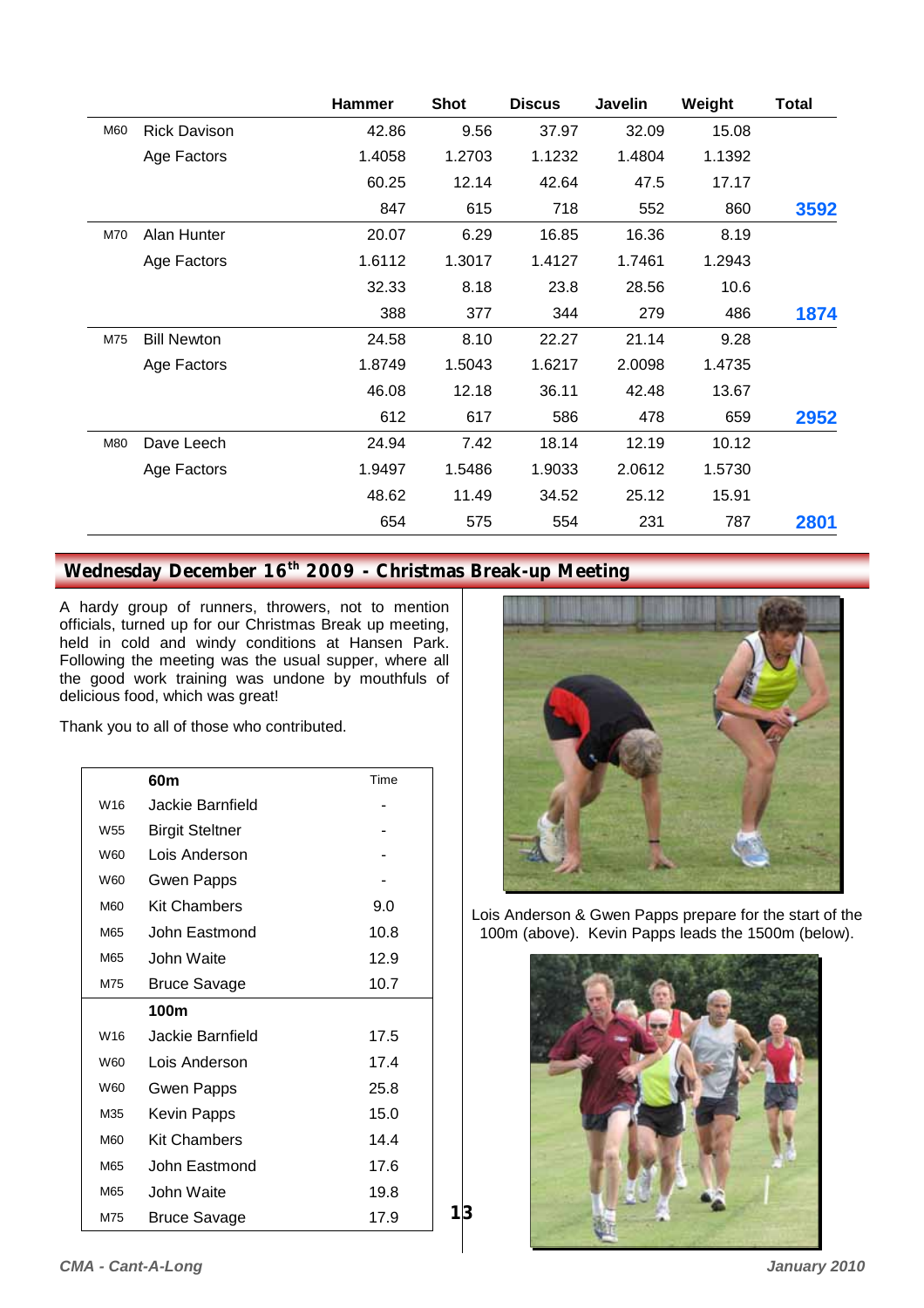| | | Hammer | Shot | Discus | Javelin | Weight | Total |
|---|---|---|---|---|---|---|---|
| M60 | Rick Davison | 42.86 | 9.56 | 37.97 | 32.09 | 15.08 | |
| | Age Factors | 1.4058 | 1.2703 | 1.1232 | 1.4804 | 1.1392 | |
| | | 60.25 | 12.14 | 42.64 | 47.5 | 17.17 | |
| | | 847 | 615 | 718 | 552 | 860 | **3592** |
| M70 | Alan Hunter | 20.07 | 6.29 | 16.85 | 16.36 | 8.19 | |
| | Age Factors | 1.6112 | 1.3017 | 1.4127 | 1.7461 | 1.2943 | |
| | | 32.33 | 8.18 | 23.8 | 28.56 | 10.6 | |
| | | 388 | 377 | 344 | 279 | 486 | **1874** |
| M75 | Bill Newton | 24.58 | 8.10 | 22.27 | 21.14 | 9.28 | |
| | Age Factors | 1.8749 | 1.5043 | 1.6217 | 2.0098 | 1.4735 | |
| | | 46.08 | 12.18 | 36.11 | 42.48 | 13.67 | |
| | | 612 | 617 | 586 | 478 | 659 | **2952** |
| M80 | Dave Leech | 24.94 | 7.42 | 18.14 | 12.19 | 10.12 | |
| | Age Factors | 1.9497 | 1.5486 | 1.9033 | 2.0612 | 1.5730 | |
| | | 48.62 | 11.49 | 34.52 | 25.12 | 15.91 | |
| | | 654 | 575 | 554 | 231 | 787 | **2801** |

## Wednesday December 16th 2009 - Christmas Break-up Meeting

A hardy group of runners, throwers, not to mention officials, turned up for our Christmas Break up meeting, held in cold and windy conditions at Hansen Park. Following the meeting was the usual supper, where all the good work training was undone by mouthfuls of delicious food, which was great!

Thank you to all of those who contributed.

| | **60m** | Time |
|---|---|---|
| W16 | Jackie Barnfield | - |
| W55 | Birgit Steltner | - |
| W60 | Lois Anderson | - |
| W60 | Gwen Papps | - |
| M60 | Kit Chambers | 9.0 |
| M65 | John Eastmond | 10.8 |
| M65 | John Waite | 12.9 |
| M75 | Bruce Savage | 10.7 |
| | **100m** | |
| W16 | Jackie Barnfield | 17.5 |
| W60 | Lois Anderson | 17.4 |
| W60 | Gwen Papps | 25.8 |
| M35 | Kevin Papps | 15.0 |
| M60 | Kit Chambers | 14.4 |
| M65 | John Eastmond | 17.6 |
| M65 | John Waite | 19.8 |
| M75 | Bruce Savage | 17.9 |

Lois Anderson & Gwen Papps prepare for the start of the 100m (above). Kevin Papps leads the 1500m (below).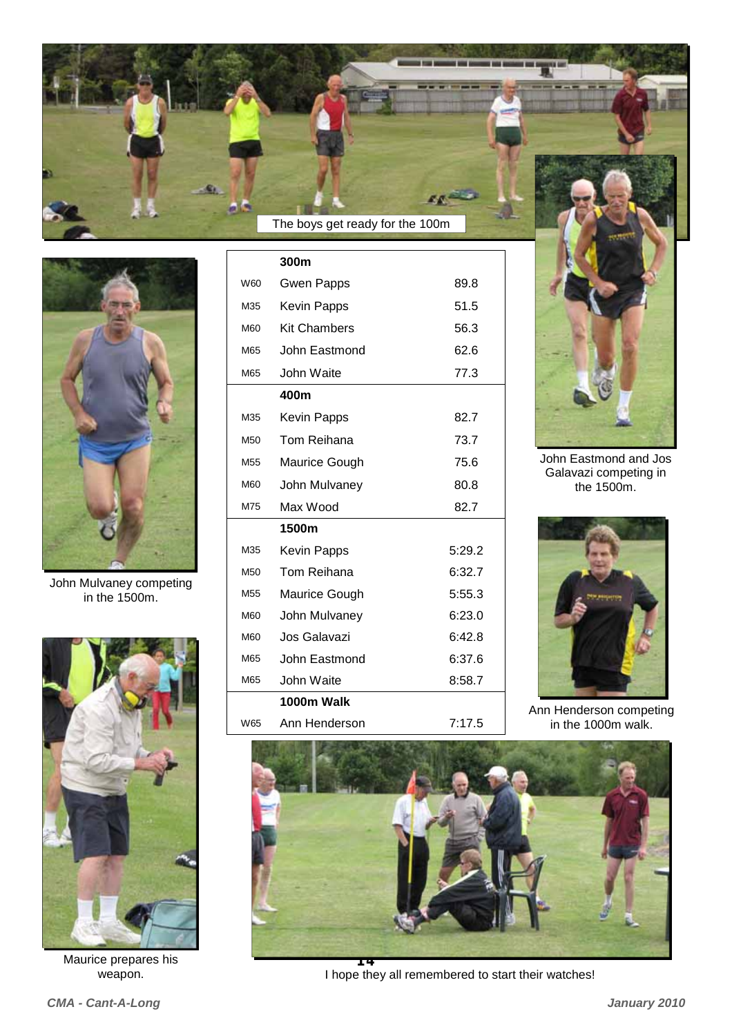The boys get ready for the 100m

| | 300m | |
|---|---|---|
| W60 | Gwen Papps | 89.8 |
| M35 | Kevin Papps | 51.5 |
| M60 | Kit Chambers | 56.3 |
| M65 | John Eastmond | 62.6 |
| M65 | John Waite | 77.3 |
| | **400m** | |
| M35 | Kevin Papps | 82.7 |
| M50 | Tom Reihana | 73.7 |
| M55 | Maurice Gough | 75.6 |
| M60 | John Mulvaney | 80.8 |
| M75 | Max Wood | 82.7 |
| | **1500m** | |
| M35 | Kevin Papps | 5:29.2 |
| M50 | Tom Reihana | 6:32.7 |
| M55 | Maurice Gough | 5:55.3 |
| M60 | John Mulvaney | 6:23.0 |
| M60 | Jos Galavazi | 6:42.8 |
| M65 | John Eastmond | 6:37.6 |
| M65 | John Waite | 8:58.7 |
| | **1000m Walk** | |
| W65 | Ann Henderson | 7:17.5 |

John Mulvaney competing in the 1500m.

John Eastmond and Jos Galavazi competing in the 1500m.

Ann Henderson competing in the 1000m walk.

Maurice prepares his weapon.

I hope they all remembered to start their watches!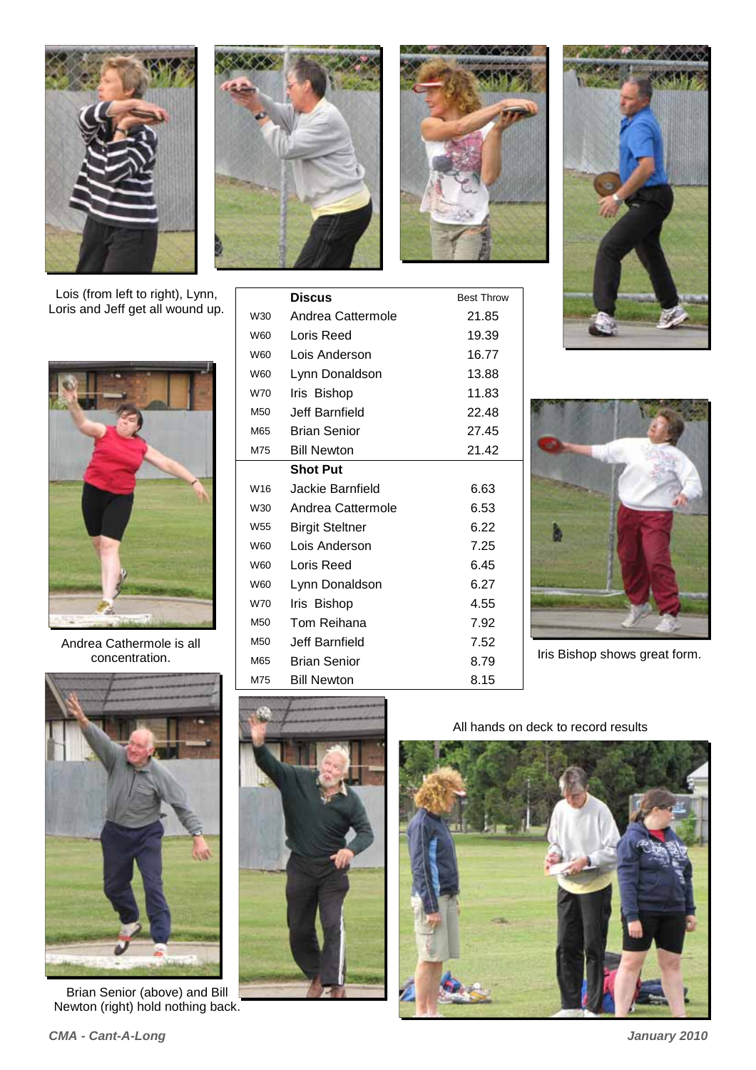Lois (from left to right), Lynn, Loris and Jeff get all wound up.

| | Discus | Best Throw |
|---|---|---|
| W30 | Andrea Cattermole | 21.85 |
| W60 | Loris Reed | 19.39 |
| W60 | Lois Anderson | 16.77 |
| W60 | Lynn Donaldson | 13.88 |
| W70 | Iris Bishop | 11.83 |
| M50 | Jeff Barnfield | 22.48 |
| M65 | Brian Senior | 27.45 |
| M75 | Bill Newton | 21.42 |
| | **Shot Put** | |
| W16 | Jackie Barnfield | 6.63 |
| W30 | Andrea Cattermole | 6.53 |
| W55 | Birgit Steltner | 6.22 |
| W60 | Lois Anderson | 7.25 |
| W60 | Loris Reed | 6.45 |
| W60 | Lynn Donaldson | 6.27 |
| W70 | Iris Bishop | 4.55 |
| M50 | Tom Reihana | 7.92 |
| M50 | Jeff Barnfield | 7.52 |
| M65 | Brian Senior | 8.79 |
| M75 | Bill Newton | 8.15 |

Andrea Cathermole is all concentration.

Iris Bishop shows great form.

All hands on deck to record results

Brian Senior (above) and Bill Newton (right) hold nothing back.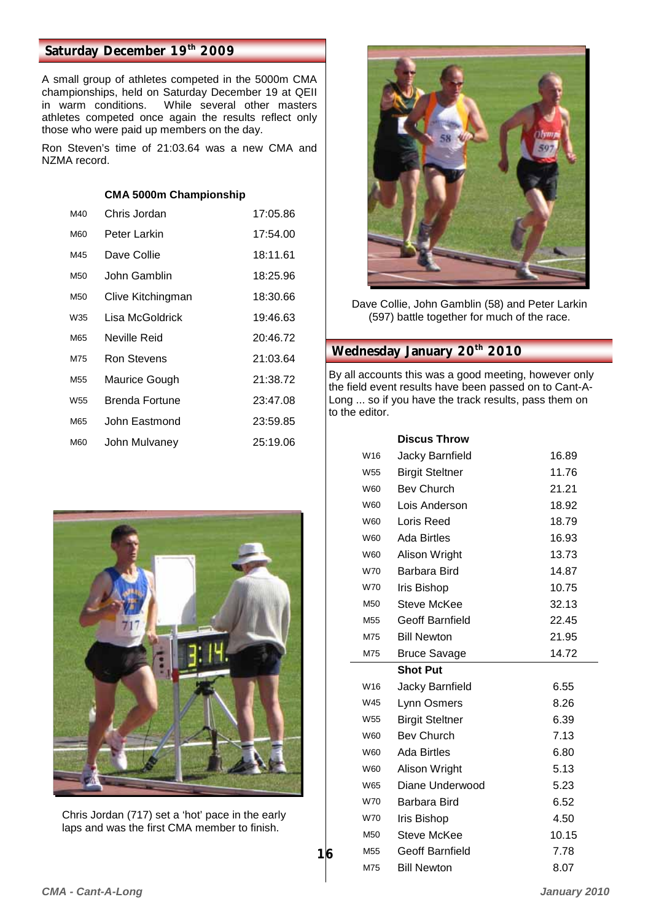## Saturday December 19th 2009

A small group of athletes competed in the 5000m CMA championships, held on Saturday December 19 at QEII in warm conditions. While several other masters athletes competed once again the results reflect only those who were paid up members on the day.

Ron Steven's time of 21:03.64 was a new CMA and NZMA record.

**CMA 5000m Championship**

| | | |
|---|---|---|
| M40 | Chris Jordan | 17:05.86 |
| M60 | Peter Larkin | 17:54.00 |
| M45 | Dave Collie | 18:11.61 |
| M50 | John Gamblin | 18:25.96 |
| M50 | Clive Kitchingman | 18:30.66 |
| W35 | Lisa McGoldrick | 19:46.63 |
| M65 | Neville Reid | 20:46.72 |
| M75 | Ron Stevens | 21:03.64 |
| M55 | Maurice Gough | 21:38.72 |
| W55 | Brenda Fortune | 23:47.08 |
| M65 | John Eastmond | 23:59.85 |
| M60 | John Mulvaney | 25:19.06 |

Chris Jordan (717) set a 'hot' pace in the early laps and was the first CMA member to finish.

Dave Collie, John Gamblin (58) and Peter Larkin (597) battle together for much of the race.

## Wednesday January 20th 2010

By all accounts this was a good meeting, however only the field event results have been passed on to Cant-A-Long ... so if you have the track results, pass them on to the editor.

**Discus Throw**

| | | |
|---|---|---|
| W16 | Jacky Barnfield | 16.89 |
| W55 | Birgit Steltner | 11.76 |
| W60 | Bev Church | 21.21 |
| W60 | Lois Anderson | 18.92 |
| W60 | Loris Reed | 18.79 |
| W60 | Ada Birtles | 16.93 |
| W60 | Alison Wright | 13.73 |
| W70 | Barbara Bird | 14.87 |
| W70 | Iris Bishop | 10.75 |
| M50 | Steve McKee | 32.13 |
| M55 | Geoff Barnfield | 22.45 |
| M75 | Bill Newton | 21.95 |
| M75 | Bruce Savage | 14.72 |

**Shot Put**

| | | |
|---|---|---|
| W16 | Jacky Barnfield | 6.55 |
| W45 | Lynn Osmers | 8.26 |
| W55 | Birgit Steltner | 6.39 |
| W60 | Bev Church | 7.13 |
| W60 | Ada Birtles | 6.80 |
| W60 | Alison Wright | 5.13 |
| W65 | Diane Underwood | 5.23 |
| W70 | Barbara Bird | 6.52 |
| W70 | Iris Bishop | 4.50 |
| M50 | Steve McKee | 10.15 |
| M55 | Geoff Barnfield | 7.78 |
| M75 | Bill Newton | 8.07 |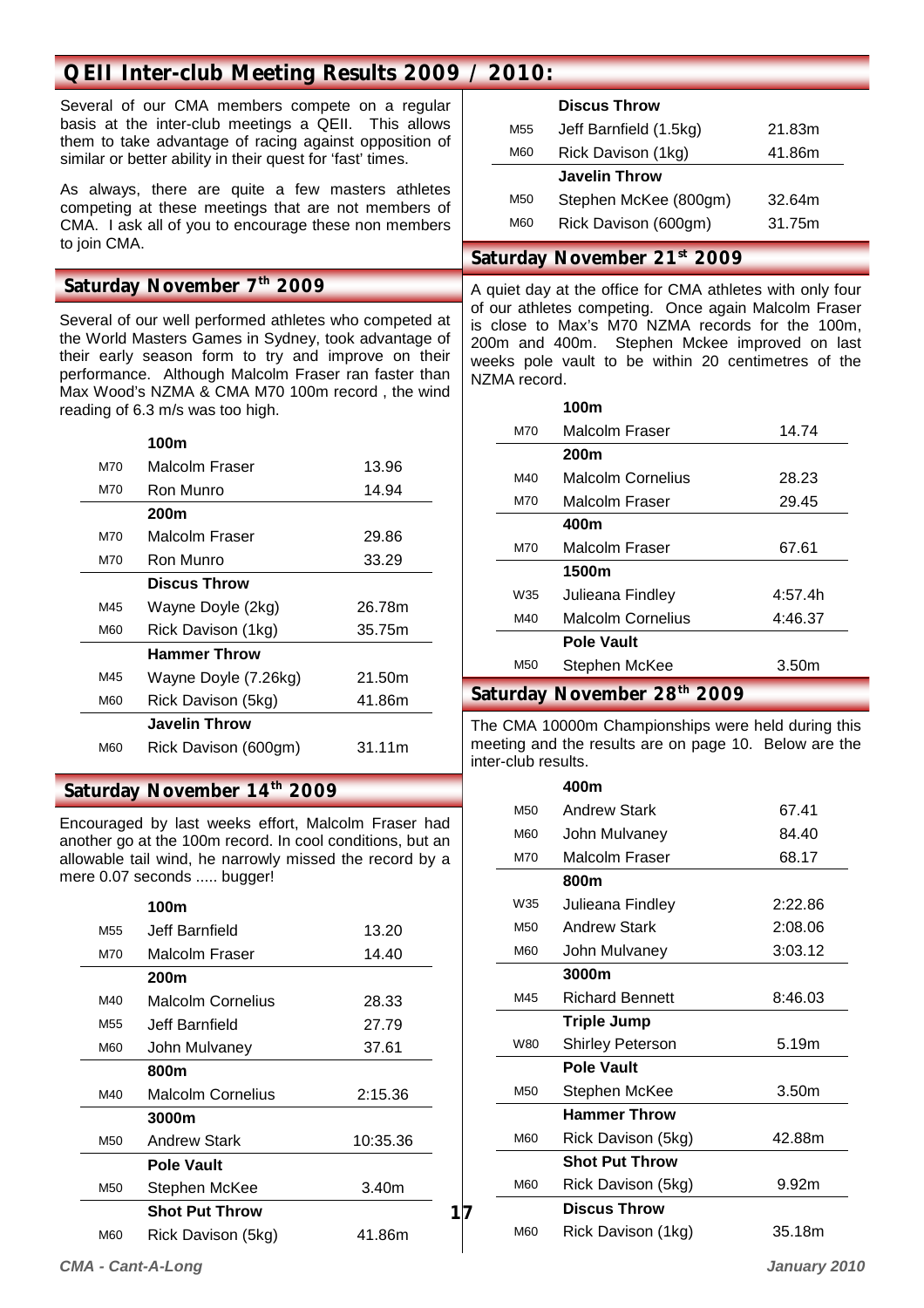## QEII Inter-club Meeting Results 2009 / 2010:

Several of our CMA members compete on a regular basis at the inter-club meetings a QEII. This allows them to take advantage of racing against opposition of similar or better ability in their quest for 'fast' times.

As always, there are quite a few masters athletes competing at these meetings that are not members of CMA. I ask all of you to encourage these non members to join CMA.

### Saturday November 7th 2009

Several of our well performed athletes who competed at the World Masters Games in Sydney, took advantage of their early season form to try and improve on their performance. Although Malcolm Fraser ran faster than Max Wood's NZMA & CMA M70 100m record , the wind reading of 6.3 m/s was too high.

| | **100m** | |
|---|---|---|
| M70 | Malcolm Fraser | 13.96 |
| M70 | Ron Munro | 14.94 |
| | **200m** | |
| M70 | Malcolm Fraser | 29.86 |
| M70 | Ron Munro | 33.29 |
| | **Discus Throw** | |
| M45 | Wayne Doyle (2kg) | 26.78m |
| M60 | Rick Davison (1kg) | 35.75m |
| | **Hammer Throw** | |
| M45 | Wayne Doyle (7.26kg) | 21.50m |
| M60 | Rick Davison (5kg) | 41.86m |
| | **Javelin Throw** | |
| M60 | Rick Davison (600gm) | 31.11m |

### Saturday November 14th 2009

Encouraged by last weeks effort, Malcolm Fraser had another go at the 100m record. In cool conditions, but an allowable tail wind, he narrowly missed the record by a mere 0.07 seconds ..... bugger!

| | **100m** | |
|---|---|---|
| M55 | Jeff Barnfield | 13.20 |
| M70 | Malcolm Fraser | 14.40 |
| | **200m** | |
| M40 | Malcolm Cornelius | 28.33 |
| M55 | Jeff Barnfield | 27.79 |
| M60 | John Mulvaney | 37.61 |
| | **800m** | |
| M40 | Malcolm Cornelius | 2:15.36 |
| | **3000m** | |
| M50 | Andrew Stark | 10:35.36 |
| | **Pole Vault** | |
| M50 | Stephen McKee | 3.40m |
| | **Shot Put Throw** | |
| M60 | Rick Davison (5kg) | 41.86m |
| | **Discus Throw** | |
| M55 | Jeff Barnfield (1.5kg) | 21.83m |
| M60 | Rick Davison (1kg) | 41.86m |
| | **Javelin Throw** | |
| M50 | Stephen McKee (800gm) | 32.64m |
| M60 | Rick Davison (600gm) | 31.75m |

### Saturday November 21st 2009

A quiet day at the office for CMA athletes with only four of our athletes competing. Once again Malcolm Fraser is close to Max's M70 NZMA records for the 100m, 200m and 400m. Stephen Mckee improved on last weeks pole vault to be within 20 centimetres of the NZMA record.

| | **100m** | |
|---|---|---|
| M70 | Malcolm Fraser | 14.74 |
| | **200m** | |
| M40 | Malcolm Cornelius | 28.23 |
| M70 | Malcolm Fraser | 29.45 |
| | **400m** | |
| M70 | Malcolm Fraser | 67.61 |
| | **1500m** | |
| W35 | Julieana Findley | 4:57.4h |
| M40 | Malcolm Cornelius | 4:46.37 |
| | **Pole Vault** | |
| M50 | Stephen McKee | 3.50m |

### Saturday November 28th 2009

The CMA 10000m Championships were held during this meeting and the results are on page 10. Below are the inter-club results.

| | **400m** | |
|---|---|---|
| M50 | Andrew Stark | 67.41 |
| M60 | John Mulvaney | 84.40 |
| M70 | Malcolm Fraser | 68.17 |
| | **800m** | |
| W35 | Julieana Findley | 2:22.86 |
| M50 | Andrew Stark | 2:08.06 |
| M60 | John Mulvaney | 3:03.12 |
| | **3000m** | |
| M45 | Richard Bennett | 8:46.03 |
| | **Triple Jump** | |
| W80 | Shirley Peterson | 5.19m |
| | **Pole Vault** | |
| M50 | Stephen McKee | 3.50m |
| | **Hammer Throw** | |
| M60 | Rick Davison (5kg) | 42.88m |
| | **Shot Put Throw** | |
| M60 | Rick Davison (5kg) | 9.92m |
| | **Discus Throw** | |
| M60 | Rick Davison (1kg) | 35.18m |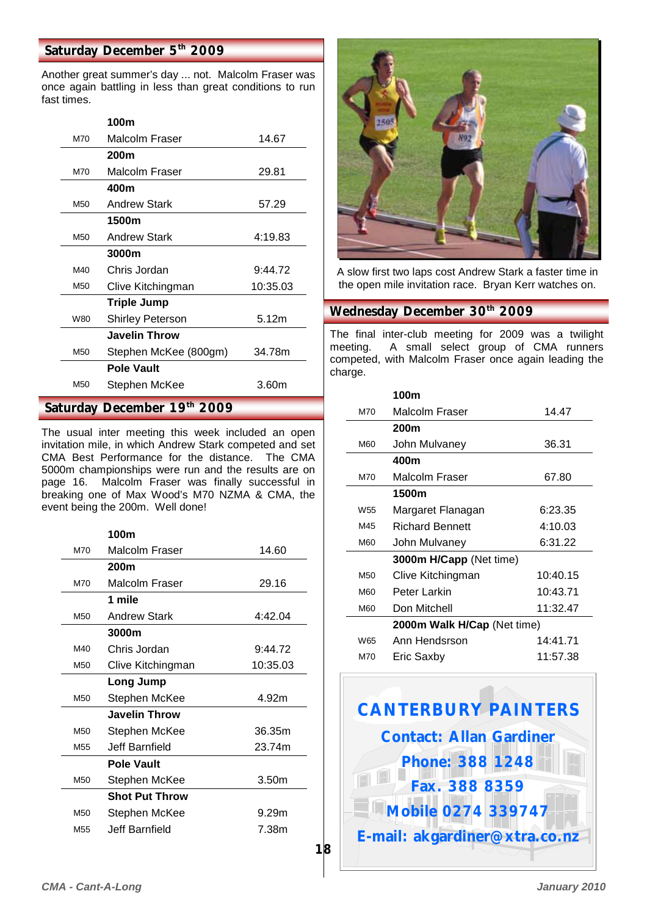## Saturday December 5th 2009

Another great summer's day ... not. Malcolm Fraser was once again battling in less than great conditions to run fast times.

| | | |
|---|---|---|
| | **100m** | |
| M70 | Malcolm Fraser | 14.67 |
| | **200m** | |
| M70 | Malcolm Fraser | 29.81 |
| | **400m** | |
| M50 | Andrew Stark | 57.29 |
| | **1500m** | |
| M50 | Andrew Stark | 4:19.83 |
| | **3000m** | |
| M40 | Chris Jordan | 9:44.72 |
| M50 | Clive Kitchingman | 10:35.03 |
| | **Triple Jump** | |
| W80 | Shirley Peterson | 5.12m |
| | **Javelin Throw** | |
| M50 | Stephen McKee (800gm) | 34.78m |
| | **Pole Vault** | |
| M50 | Stephen McKee | 3.60m |

## Saturday December 19th 2009

The usual inter meeting this week included an open invitation mile, in which Andrew Stark competed and set CMA Best Performance for the distance. The CMA 5000m championships were run and the results are on page 16. Malcolm Fraser was finally successful in breaking one of Max Wood's M70 NZMA & CMA, the event being the 200m. Well done!

| | | |
|---|---|---|
| | **100m** | |
| M70 | Malcolm Fraser | 14.60 |
| | **200m** | |
| M70 | Malcolm Fraser | 29.16 |
| | **1 mile** | |
| M50 | Andrew Stark | 4:42.04 |
| | **3000m** | |
| M40 | Chris Jordan | 9:44.72 |
| M50 | Clive Kitchingman | 10:35.03 |
| | **Long Jump** | |
| M50 | Stephen McKee | 4.92m |
| | **Javelin Throw** | |
| M50 | Stephen McKee | 36.35m |
| M55 | Jeff Barnfield | 23.74m |
| | **Pole Vault** | |
| M50 | Stephen McKee | 3.50m |
| | **Shot Put Throw** | |
| M50 | Stephen McKee | 9.29m |
| M55 | Jeff Barnfield | 7.38m |

A slow first two laps cost Andrew Stark a faster time in the open mile invitation race. Bryan Kerr watches on.

## Wednesday December 30th 2009

The final inter-club meeting for 2009 was a twilight meeting. A small select group of CMA runners competed, with Malcolm Fraser once again leading the charge.

| | | |
|---|---|---|
| | **100m** | |
| M70 | Malcolm Fraser | 14.47 |
| | **200m** | |
| M60 | John Mulvaney | 36.31 |
| | **400m** | |
| M70 | Malcolm Fraser | 67.80 |
| | **1500m** | |
| W55 | Margaret Flanagan | 6:23.35 |
| M45 | Richard Bennett | 4:10.03 |
| M60 | John Mulvaney | 6:31.22 |
| | **3000m H/Capp** (Net time) | |
| M50 | Clive Kitchingman | 10:40.15 |
| M60 | Peter Larkin | 10:43.71 |
| M60 | Don Mitchell | 11:32.47 |
| | **2000m Walk H/Cap** (Net time) | |
| W65 | Ann Hendsrson | 14:41.71 |
| M70 | Eric Saxby | 11:57.38 |

**CANTERBURY PAINTERS**
**Contact: Allan Gardiner**
**Phone: 388 1248**
**Fax. 388 8359**
**Mobile 0274 339747**
**E-mail: akgardiner@xtra.co.nz**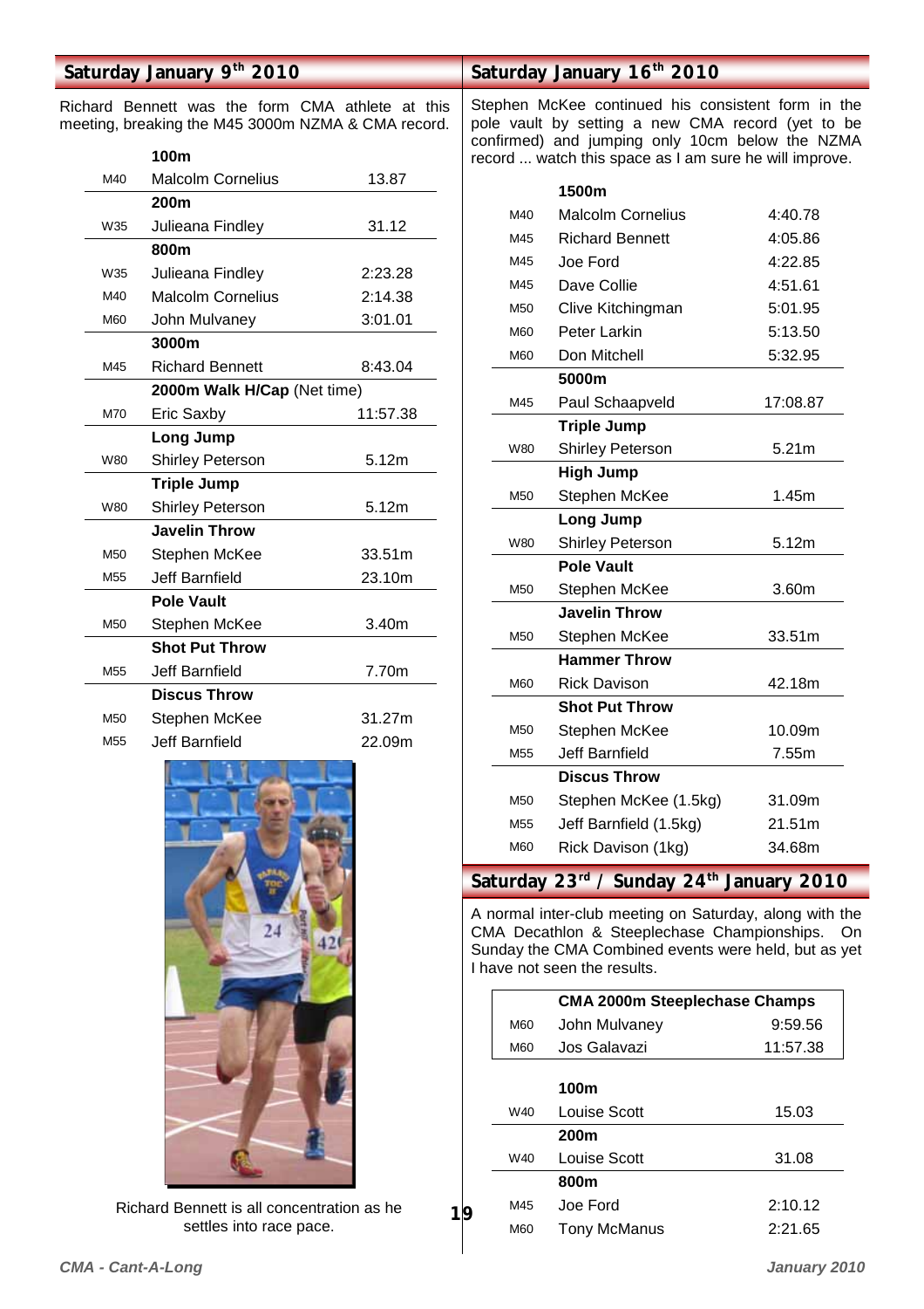## Saturday January 9th 2010

Richard Bennett was the form CMA athlete at this meeting, breaking the M45 3000m NZMA & CMA record.

| | **100m** | |
|---|---|---|
| M40 | Malcolm Cornelius | 13.87 |
| | **200m** | |
| W35 | Julieana Findley | 31.12 |
| | **800m** | |
| W35 | Julieana Findley | 2:23.28 |
| M40 | Malcolm Cornelius | 2:14.38 |
| M60 | John Mulvaney | 3:01.01 |
| | **3000m** | |
| M45 | Richard Bennett | 8:43.04 |
| | **2000m Walk H/Cap** (Net time) | |
| M70 | Eric Saxby | 11:57.38 |
| | **Long Jump** | |
| W80 | Shirley Peterson | 5.12m |
| | **Triple Jump** | |
| W80 | Shirley Peterson | 5.12m |
| | **Javelin Throw** | |
| M50 | Stephen McKee | 33.51m |
| M55 | Jeff Barnfield | 23.10m |
| | **Pole Vault** | |
| M50 | Stephen McKee | 3.40m |
| | **Shot Put Throw** | |
| M55 | Jeff Barnfield | 7.70m |
| | **Discus Throw** | |
| M50 | Stephen McKee | 31.27m |
| M55 | Jeff Barnfield | 22.09m |

Richard Bennett is all concentration as he settles into race pace.

## Saturday January 16th 2010

Stephen McKee continued his consistent form in the pole vault by setting a new CMA record (yet to be confirmed) and jumping only 10cm below the NZMA record ... watch this space as I am sure he will improve.

| | **1500m** | |
|---|---|---|
| M40 | Malcolm Cornelius | 4:40.78 |
| M45 | Richard Bennett | 4:05.86 |
| M45 | Joe Ford | 4:22.85 |
| M45 | Dave Collie | 4:51.61 |
| M50 | Clive Kitchingman | 5:01.95 |
| M60 | Peter Larkin | 5:13.50 |
| M60 | Don Mitchell | 5:32.95 |
| | **5000m** | |
| M45 | Paul Schaapveld | 17:08.87 |
| | **Triple Jump** | |
| W80 | Shirley Peterson | 5.21m |
| | **High Jump** | |
| M50 | Stephen McKee | 1.45m |
| | **Long Jump** | |
| W80 | Shirley Peterson | 5.12m |
| | **Pole Vault** | |
| M50 | Stephen McKee | 3.60m |
| | **Javelin Throw** | |
| M50 | Stephen McKee | 33.51m |
| | **Hammer Throw** | |
| M60 | Rick Davison | 42.18m |
| | **Shot Put Throw** | |
| M50 | Stephen McKee | 10.09m |
| M55 | Jeff Barnfield | 7.55m |
| | **Discus Throw** | |
| M50 | Stephen McKee (1.5kg) | 31.09m |
| M55 | Jeff Barnfield (1.5kg) | 21.51m |
| M60 | Rick Davison (1kg) | 34.68m |

## Saturday 23rd / Sunday 24th January 2010

A normal inter-club meeting on Saturday, along with the CMA Decathlon & Steeplechase Championships. On Sunday the CMA Combined events were held, but as yet I have not seen the results.

| | **CMA 2000m Steeplechase Champs** | |
|---|---|---|
| M60 | John Mulvaney | 9:59.56 |
| M60 | Jos Galavazi | 11:57.38 |

| | **100m** | |
|---|---|---|
| W40 | Louise Scott | 15.03 |
| | **200m** | |
| W40 | Louise Scott | 31.08 |
| | **800m** | |
| M45 | Joe Ford | 2:10.12 |
| M60 | Tony McManus | 2:21.65 |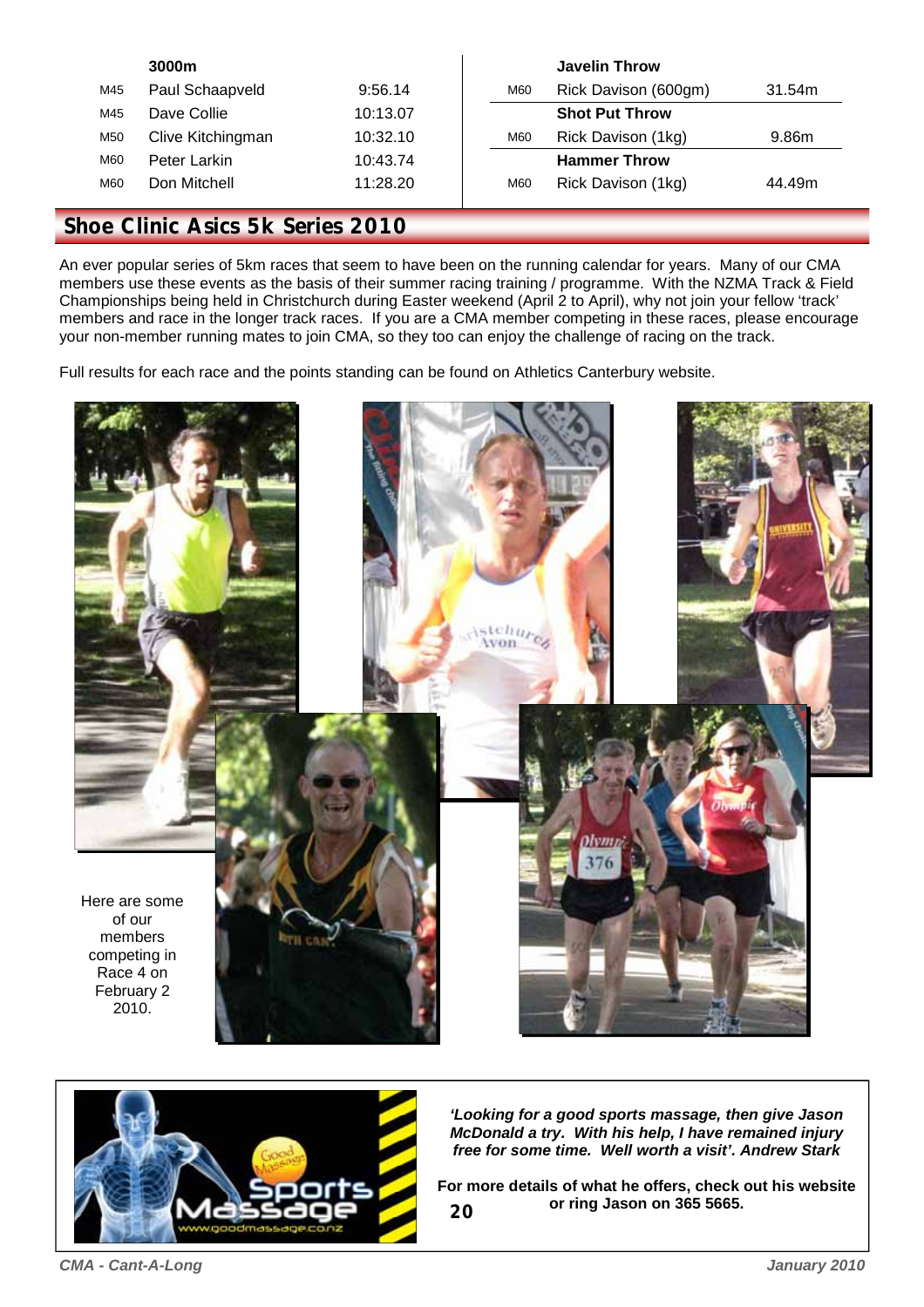| | 3000m | |
|---|---|---|
| M45 | Paul Schaapveld | 9:56.14 |
| M45 | Dave Collie | 10:13.07 |
| M50 | Clive Kitchingman | 10:32.10 |
| M60 | Peter Larkin | 10:43.74 |
| M60 | Don Mitchell | 11:28.20 |

| | Javelin Throw | |
|---|---|---|
| M60 | Rick Davison (600gm) | 31.54m |
| | **Shot Put Throw** | |
| M60 | Rick Davison (1kg) | 9.86m |
| | **Hammer Throw** | |
| M60 | Rick Davison (1kg) | 44.49m |

## Shoe Clinic Asics 5k Series 2010

An ever popular series of 5km races that seem to have been on the running calendar for years. Many of our CMA members use these events as the basis of their summer racing training / programme. With the NZMA Track & Field Championships being held in Christchurch during Easter weekend (April 2 to April), why not join your fellow 'track' members and race in the longer track races. If you are a CMA member competing in these races, please encourage your non-member running mates to join CMA, so they too can enjoy the challenge of racing on the track.

Full results for each race and the points standing can be found on Athletics Canterbury website.

Here are some of our members competing in Race 4 on February 2 2010.

*'Looking for a good sports massage, then give Jason McDonald a try. With his help, I have remained injury free for some time. Well worth a visit'. Andrew Stark*

**For more details of what he offers, check out his website or ring Jason on 365 5665.**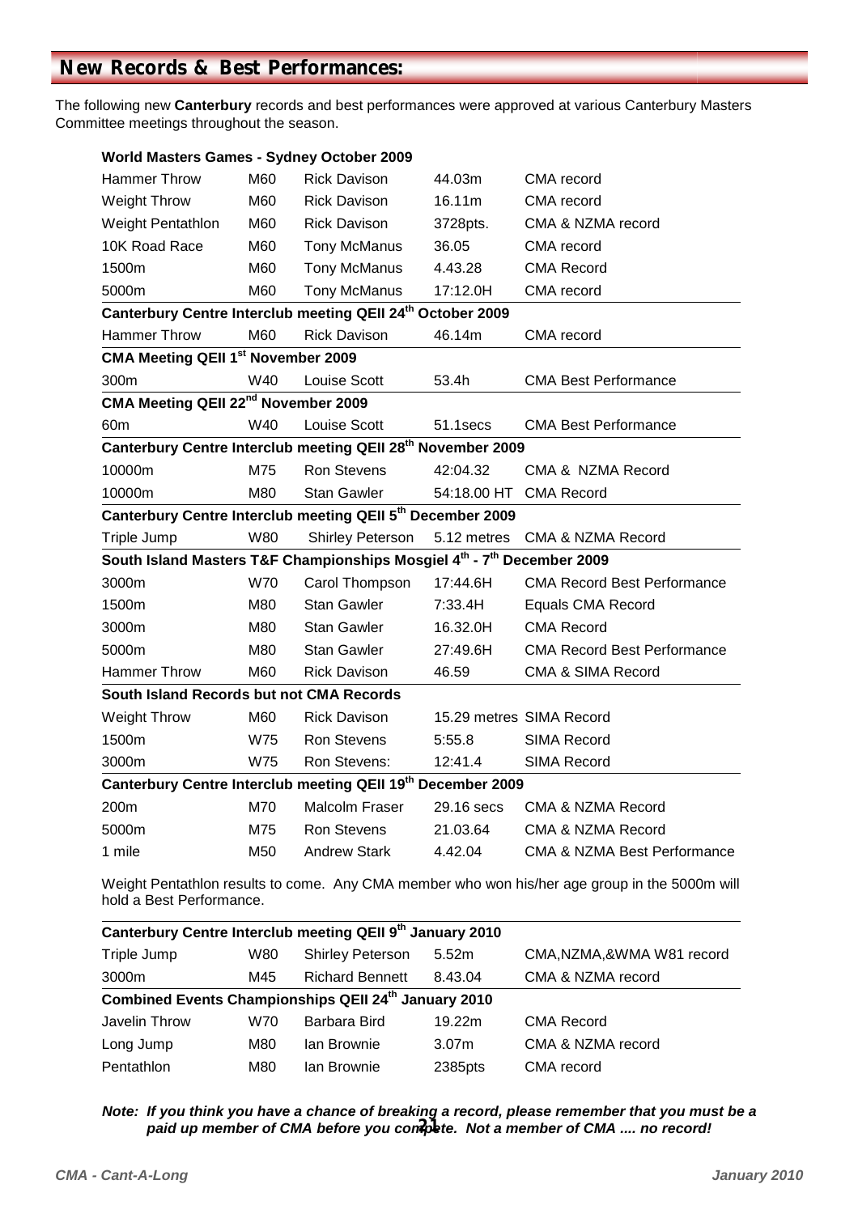## New Records & Best Performances:

The following new **Canterbury** records and best performances were approved at various Canterbury Masters Committee meetings throughout the season.

| **World Masters Games - Sydney October 2009** | | | | |
|---|---|---|---|---|
| Hammer Throw | M60 | Rick Davison | 44.03m | CMA record |
| Weight Throw | M60 | Rick Davison | 16.11m | CMA record |
| Weight Pentathlon | M60 | Rick Davison | 3728pts. | CMA & NZMA record |
| 10K Road Race | M60 | Tony McManus | 36.05 | CMA record |
| 1500m | M60 | Tony McManus | 4.43.28 | CMA Record |
| 5000m | M60 | Tony McManus | 17:12.0H | CMA record |
| **Canterbury Centre Interclub meeting QEII 24th October 2009** | | | | |
| Hammer Throw | M60 | Rick Davison | 46.14m | CMA record |
| **CMA Meeting QEII 1st November 2009** | | | | |
| 300m | W40 | Louise Scott | 53.4h | CMA Best Performance |
| **CMA Meeting QEII 22nd November 2009** | | | | |
| 60m | W40 | Louise Scott | 51.1secs | CMA Best Performance |
| **Canterbury Centre Interclub meeting QEII 28th November 2009** | | | | |
| 10000m | M75 | Ron Stevens | 42:04.32 | CMA & NZMA Record |
| 10000m | M80 | Stan Gawler | 54:18.00 HT | CMA Record |
| **Canterbury Centre Interclub meeting QEII 5th December 2009** | | | | |
| Triple Jump | W80 | Shirley Peterson | 5.12 metres | CMA & NZMA Record |
| **South Island Masters T&F Championships Mosgiel 4th - 7th December 2009** | | | | |
| 3000m | W70 | Carol Thompson | 17:44.6H | CMA Record Best Performance |
| 1500m | M80 | Stan Gawler | 7:33.4H | Equals CMA Record |
| 3000m | M80 | Stan Gawler | 16.32.0H | CMA Record |
| 5000m | M80 | Stan Gawler | 27:49.6H | CMA Record Best Performance |
| Hammer Throw | M60 | Rick Davison | 46.59 | CMA & SIMA Record |
| **South Island Records but not CMA Records** | | | | |
| Weight Throw | M60 | Rick Davison | 15.29 metres | SIMA Record |
| 1500m | W75 | Ron Stevens | 5:55.8 | SIMA Record |
| 3000m | W75 | Ron Stevens: | 12:41.4 | SIMA Record |
| **Canterbury Centre Interclub meeting QEII 19th December 2009** | | | | |
| 200m | M70 | Malcolm Fraser | 29.16 secs | CMA & NZMA Record |
| 5000m | M75 | Ron Stevens | 21.03.64 | CMA & NZMA Record |
| 1 mile | M50 | Andrew Stark | 4.42.04 | CMA & NZMA Best Performance |

Weight Pentathlon results to come. Any CMA member who won his/her age group in the 5000m will hold a Best Performance.

| **Canterbury Centre Interclub meeting QEII 9th January 2010** | | | | |
|---|---|---|---|---|
| Triple Jump | W80 | Shirley Peterson | 5.52m | CMA,NZMA,&WMA W81 record |
| 3000m | M45 | Richard Bennett | 8.43.04 | CMA & NZMA record |
| **Combined Events Championships QEII 24th January 2010** | | | | |
| Javelin Throw | W70 | Barbara Bird | 19.22m | CMA Record |
| Long Jump | M80 | Ian Brownie | 3.07m | CMA & NZMA record |
| Pentathlon | M80 | Ian Brownie | 2385pts | CMA record |

***Note: If you think you have a chance of breaking a record, please remember that you must be a paid up member of CMA before you compete. Not a member of CMA .... no record!***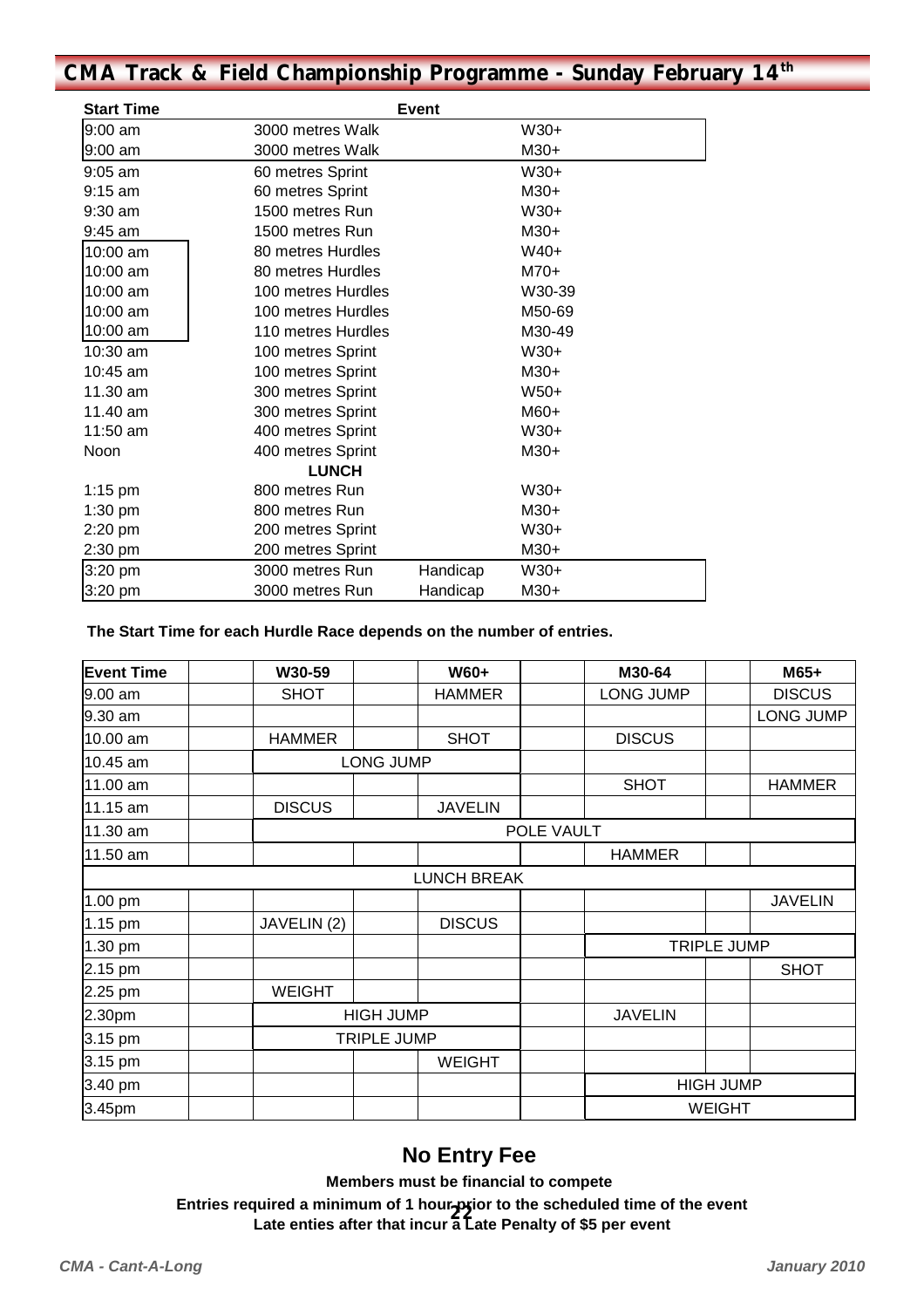# CMA Track & Field Championship Programme - Sunday February 14th

| Start Time | Event | | |
|---|---|---|---|
| 9:00 am | 3000 metres Walk | | W30+ |
| 9:00 am | 3000 metres Walk | | M30+ |
| 9:05 am | 60 metres Sprint | | W30+ |
| 9:15 am | 60 metres Sprint | | M30+ |
| 9:30 am | 1500 metres Run | | W30+ |
| 9:45 am | 1500 metres Run | | M30+ |
| 10:00 am | 80 metres Hurdles | | W40+ |
| 10:00 am | 80 metres Hurdles | | M70+ |
| 10:00 am | 100 metres Hurdles | | W30-39 |
| 10:00 am | 100 metres Hurdles | | M50-69 |
| 10:00 am | 110 metres Hurdles | | M30-49 |
| 10:30 am | 100 metres Sprint | | W30+ |
| 10:45 am | 100 metres Sprint | | M30+ |
| 11.30 am | 300 metres Sprint | | W50+ |
| 11.40 am | 300 metres Sprint | | M60+ |
| 11:50 am | 400 metres Sprint | | W30+ |
| Noon | 400 metres Sprint | | M30+ |
| | **LUNCH** | | |
| 1:15 pm | 800 metres Run | | W30+ |
| 1:30 pm | 800 metres Run | | M30+ |
| 2:20 pm | 200 metres Sprint | | W30+ |
| 2:30 pm | 200 metres Sprint | | M30+ |
| 3:20 pm | 3000 metres Run | Handicap | W30+ |
| 3:20 pm | 3000 metres Run | Handicap | M30+ |

**The Start Time for each Hurdle Race depends on the number of entries.**

| Event Time | W30-59 | W60+ | M30-64 | M65+ |
|---|---|---|---|---|
| 9.00 am | SHOT | HAMMER | LONG JUMP | DISCUS |
| 9.30 am | | | | LONG JUMP |
| 10.00 am | HAMMER | SHOT | DISCUS | |
| 10.45 am | LONG JUMP | LONG JUMP | | |
| 11.00 am | | | SHOT | HAMMER |
| 11.15 am | DISCUS | JAVELIN | | |
| 11.30 am | POLE VAULT | POLE VAULT | POLE VAULT | POLE VAULT |
| 11.50 am | | | HAMMER | |
| LUNCH BREAK | | | | |
| 1.00 pm | | | | JAVELIN |
| 1.15 pm | JAVELIN (2) | DISCUS | | |
| 1.30 pm | | | TRIPLE JUMP | TRIPLE JUMP |
| 2.15 pm | | | | SHOT |
| 2.25 pm | WEIGHT | | | |
| 2.30pm | HIGH JUMP | HIGH JUMP | JAVELIN | |
| 3.15 pm | TRIPLE JUMP | TRIPLE JUMP | | |
| 3.15 pm | | WEIGHT | | |
| 3.40 pm | | | HIGH JUMP | HIGH JUMP |
| 3.45pm | | | WEIGHT | WEIGHT |

## No Entry Fee

**Members must be financial to compete**

**Entries required a minimum of 1 hour prior to the scheduled time of the event**

**Late enties after that incur a Late Penalty of $5 per event**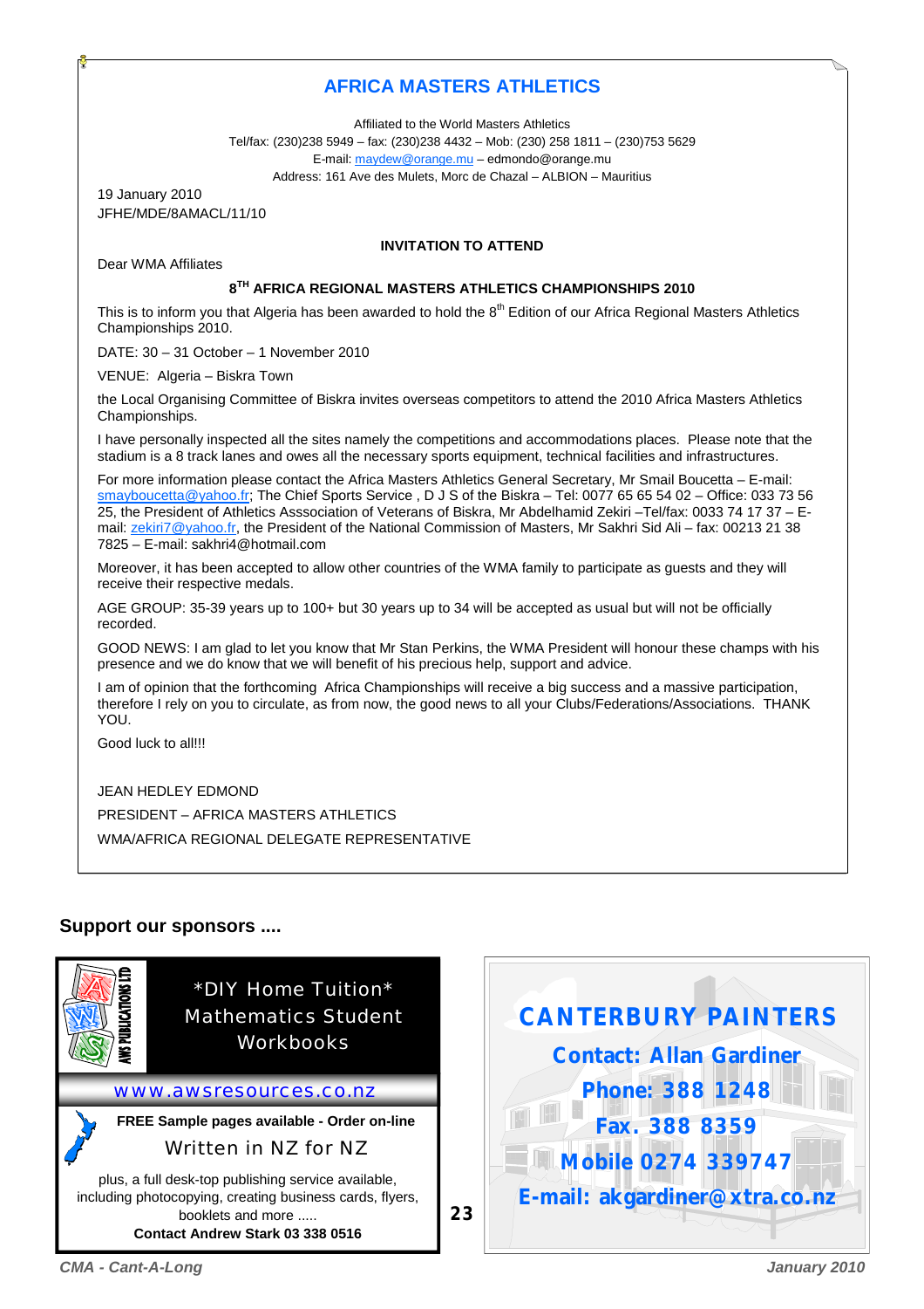## AFRICA MASTERS ATHLETICS

Affiliated to the World Masters Athletics
Tel/fax: (230)238 5949 – fax: (230)238 4432 – Mob: (230) 258 1811 – (230)753 5629
E-mail: maydew@orange.mu – edmondo@orange.mu
Address: 161 Ave des Mulets, Morc de Chazal – ALBION – Mauritius

19 January 2010
JFHE/MDE/8AMACL/11/10

**INVITATION TO ATTEND**

Dear WMA Affiliates

**8TH AFRICA REGIONAL MASTERS ATHLETICS CHAMPIONSHIPS 2010**

This is to inform you that Algeria has been awarded to hold the 8th Edition of our Africa Regional Masters Athletics Championships 2010.

DATE: 30 – 31 October – 1 November 2010

VENUE: Algeria – Biskra Town

the Local Organising Committee of Biskra invites overseas competitors to attend the 2010 Africa Masters Athletics Championships.

I have personally inspected all the sites namely the competitions and accommodations places. Please note that the stadium is a 8 track lanes and owes all the necessary sports equipment, technical facilities and infrastructures.

For more information please contact the Africa Masters Athletics General Secretary, Mr Smail Boucetta – E-mail: smayboucetta@yahoo.fr; The Chief Sports Service , D J S of the Biskra – Tel: 0077 65 65 54 02 – Office: 033 73 56 25, the President of Athletics Asssociation of Veterans of Biskra, Mr Abdelhamid Zekiri –Tel/fax: 0033 74 17 37 – E-mail: zekiri7@yahoo.fr, the President of the National Commission of Masters, Mr Sakhri Sid Ali – fax: 00213 21 38 7825 – E-mail: sakhri4@hotmail.com

Moreover, it has been accepted to allow other countries of the WMA family to participate as guests and they will receive their respective medals.

AGE GROUP: 35-39 years up to 100+ but 30 years up to 34 will be accepted as usual but will not be officially recorded.

GOOD NEWS: I am glad to let you know that Mr Stan Perkins, the WMA President will honour these champs with his presence and we do know that we will benefit of his precious help, support and advice.

I am of opinion that the forthcoming Africa Championships will receive a big success and a massive participation, therefore I rely on you to circulate, as from now, the good news to all your Clubs/Federations/Associations. THANK YOU.

Good luck to all!!!

JEAN HEDLEY EDMOND
PRESIDENT – AFRICA MASTERS ATHLETICS
WMA/AFRICA REGIONAL DELEGATE REPRESENTATIVE

### Support our sponsors ....

AWS PUBLICATIONS LTD

*DIY Home Tuition*
Mathematics Student Workbooks

www.awsresources.co.nz

**FREE Sample pages available - Order on-line**

Written in NZ for NZ

plus, a full desk-top publishing service available, including photocopying, creating business cards, flyers, booklets and more .....

**Contact Andrew Stark 03 338 0516**

**CANTERBURY PAINTERS**

**Contact: Allan Gardiner**
**Phone: 388 1248**
**Fax. 388 8359**
**Mobile 0274 339747**
**E-mail: akgardiner@xtra.co.nz**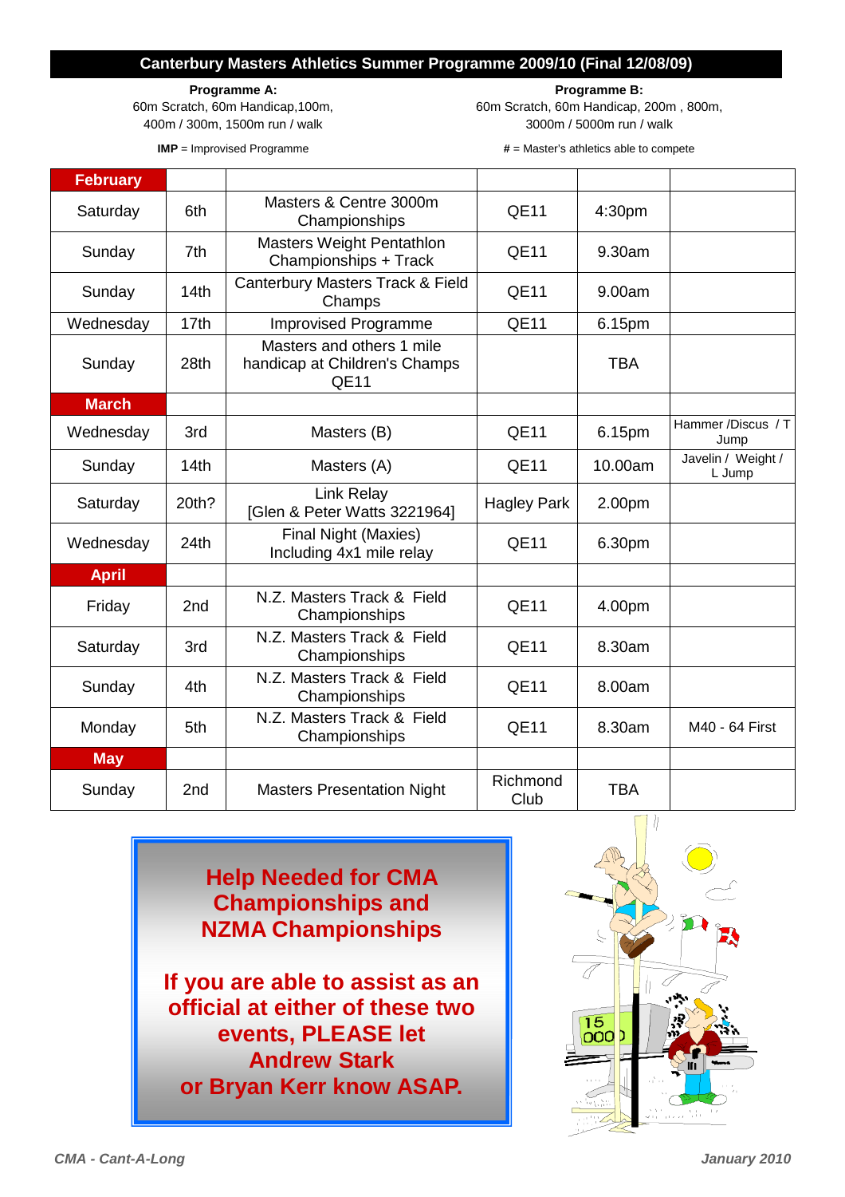# Canterbury Masters Athletics Summer Programme 2009/10 (Final 12/08/09)

**Programme A:**
60m Scratch, 60m Handicap,100m,
400m / 300m, 1500m run / walk

**Programme B:**
60m Scratch, 60m Handicap, 200m , 800m,
3000m / 5000m run / walk

**IMP** = Improvised Programme

**#** = Master's athletics able to compete

| | | | | | |
|---|---|---|---|---|---|
| **February** | | | | | |
| Saturday | 6th | Masters & Centre 3000m Championships | QE11 | 4:30pm | |
| Sunday | 7th | Masters Weight Pentathlon Championships + Track | QE11 | 9.30am | |
| Sunday | 14th | Canterbury Masters Track & Field Champs | QE11 | 9.00am | |
| Wednesday | 17th | Improvised Programme | QE11 | 6.15pm | |
| Sunday | 28th | Masters and others 1 mile handicap at Children's Champs QE11 | | TBA | |
| **March** | | | | | |
| Wednesday | 3rd | Masters (B) | QE11 | 6.15pm | Hammer /Discus / T Jump |
| Sunday | 14th | Masters (A) | QE11 | 10.00am | Javelin / Weight / L Jump |
| Saturday | 20th? | Link Relay [Glen & Peter Watts 3221964] | Hagley Park | 2.00pm | |
| Wednesday | 24th | Final Night (Maxies) Including 4x1 mile relay | QE11 | 6.30pm | |
| **April** | | | | | |
| Friday | 2nd | N.Z. Masters Track & Field Championships | QE11 | 4.00pm | |
| Saturday | 3rd | N.Z. Masters Track & Field Championships | QE11 | 8.30am | |
| Sunday | 4th | N.Z. Masters Track & Field Championships | QE11 | 8.00am | |
| Monday | 5th | N.Z. Masters Track & Field Championships | QE11 | 8.30am | M40 - 64 First |
| **May** | | | | | |
| Sunday | 2nd | Masters Presentation Night | Richmond Club | TBA | |

**Help Needed for CMA Championships and NZMA Championships**

**If you are able to assist as an official at either of these two events, PLEASE let Andrew Stark or Bryan Kerr know ASAP.**